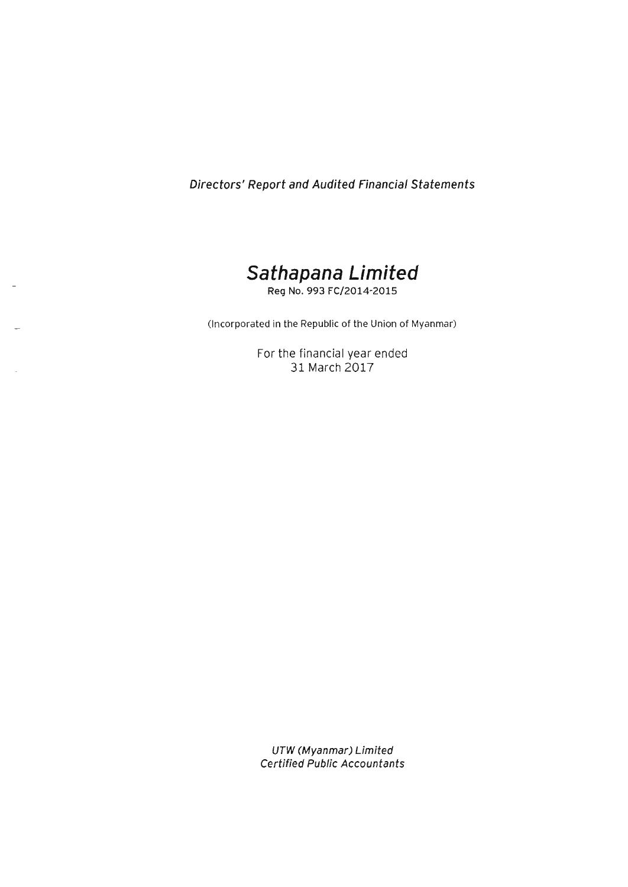*Directors' Report and Audited Financial Statements*

# *Sathapana Limited*

**Reg No. 993 FC/2014-2015**

(Incorporated in the Republic of the Union of Myanmar)

For the financial year ended
31 March 2017

*UTW (Myanmar) Limited*
*Certified Public Accountants*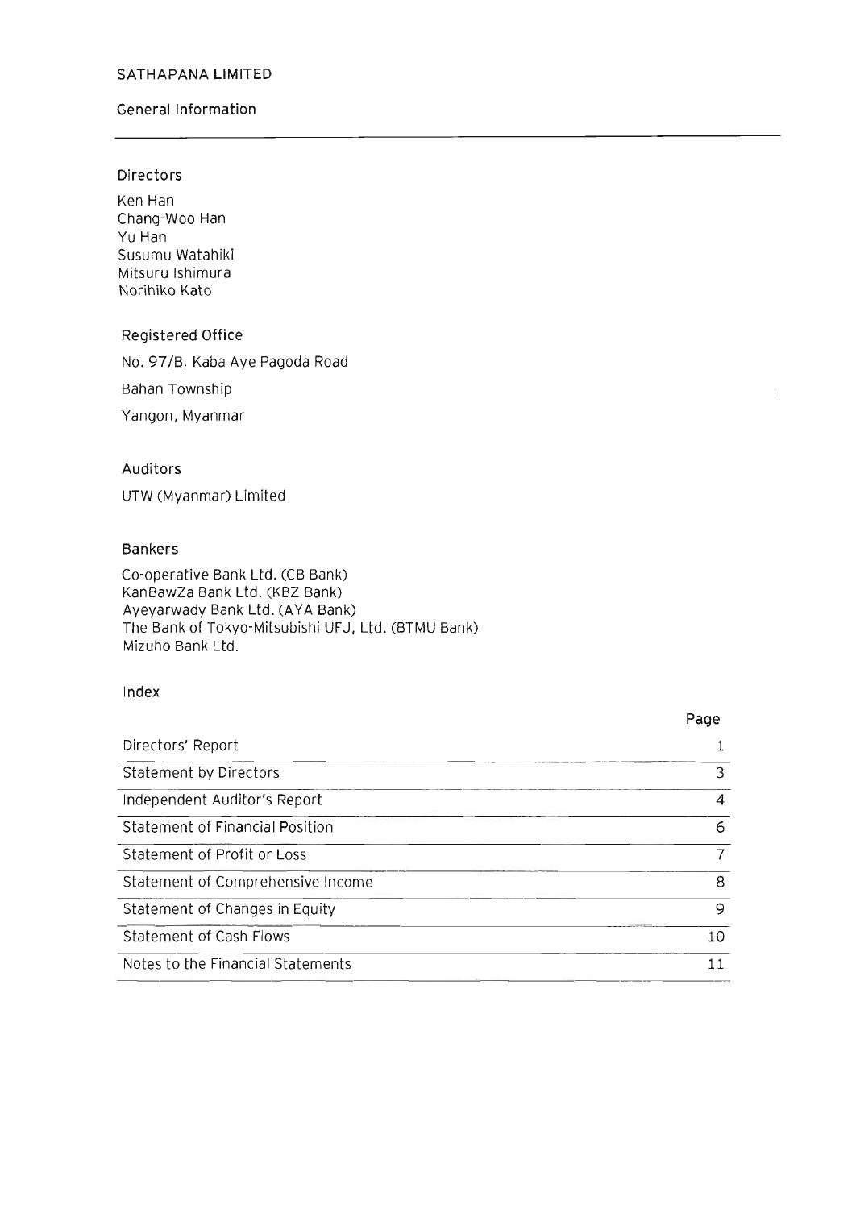# SATHAPANA LIMITED

## General Information

### Directors

Ken Han
Chang-Woo Han
Yu Han
Susumu Watahiki
Mitsuru Ishimura
Norihiko Kato

### Registered Office

No. 97/B, Kaba Aye Pagoda Road

Bahan Township

Yangon, Myanmar

### Auditors

UTW (Myanmar) Limited

### Bankers

Co-operative Bank Ltd. (CB Bank)
KanBawZa Bank Ltd. (KBZ Bank)
Ayeyarwady Bank Ltd. (AYA Bank)
The Bank of Tokyo-Mitsubishi UFJ, Ltd. (BTMU Bank)
Mizuho Bank Ltd.

### Index

| | Page |
|---|---|
| Directors' Report | 1 |
| Statement by Directors | 3 |
| Independent Auditor's Report | 4 |
| Statement of Financial Position | 6 |
| Statement of Profit or Loss | 7 |
| Statement of Comprehensive Income | 8 |
| Statement of Changes in Equity | 9 |
| Statement of Cash Flows | 10 |
| Notes to the Financial Statements | 11 |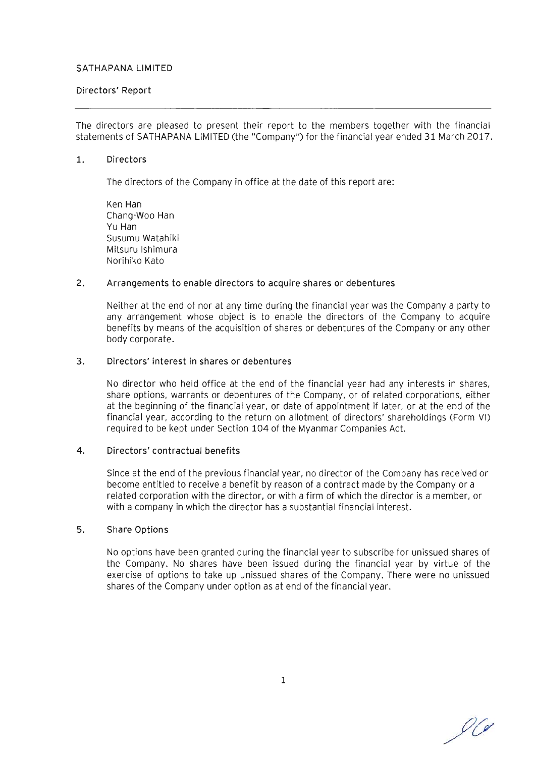SATHAPANA LIMITED

Directors' Report

The directors are pleased to present their report to the members together with the financial statements of SATHAPANA LIMITED (the "Company") for the financial year ended 31 March 2017.

## 1. Directors

The directors of the Company in office at the date of this report are:

Ken Han
Chang-Woo Han
Yu Han
Susumu Watahiki
Mitsuru Ishimura
Norihiko Kato

## 2. Arrangements to enable directors to acquire shares or debentures

Neither at the end of nor at any time during the financial year was the Company a party to any arrangement whose object is to enable the directors of the Company to acquire benefits by means of the acquisition of shares or debentures of the Company or any other body corporate.

## 3. Directors' interest in shares or debentures

No director who held office at the end of the financial year had any interests in shares, share options, warrants or debentures of the Company, or of related corporations, either at the beginning of the financial year, or date of appointment if later, or at the end of the financial year, according to the return on allotment of directors' shareholdings (Form VI) required to be kept under Section 104 of the Myanmar Companies Act.

## 4. Directors' contractual benefits

Since at the end of the previous financial year, no director of the Company has received or become entitled to receive a benefit by reason of a contract made by the Company or a related corporation with the director, or with a firm of which the director is a member, or with a company in which the director has a substantial financial interest.

## 5. Share Options

No options have been granted during the financial year to subscribe for unissued shares of the Company. No shares have been issued during the financial year by virtue of the exercise of options to take up unissued shares of the Company. There were no unissued shares of the Company under option as at end of the financial year.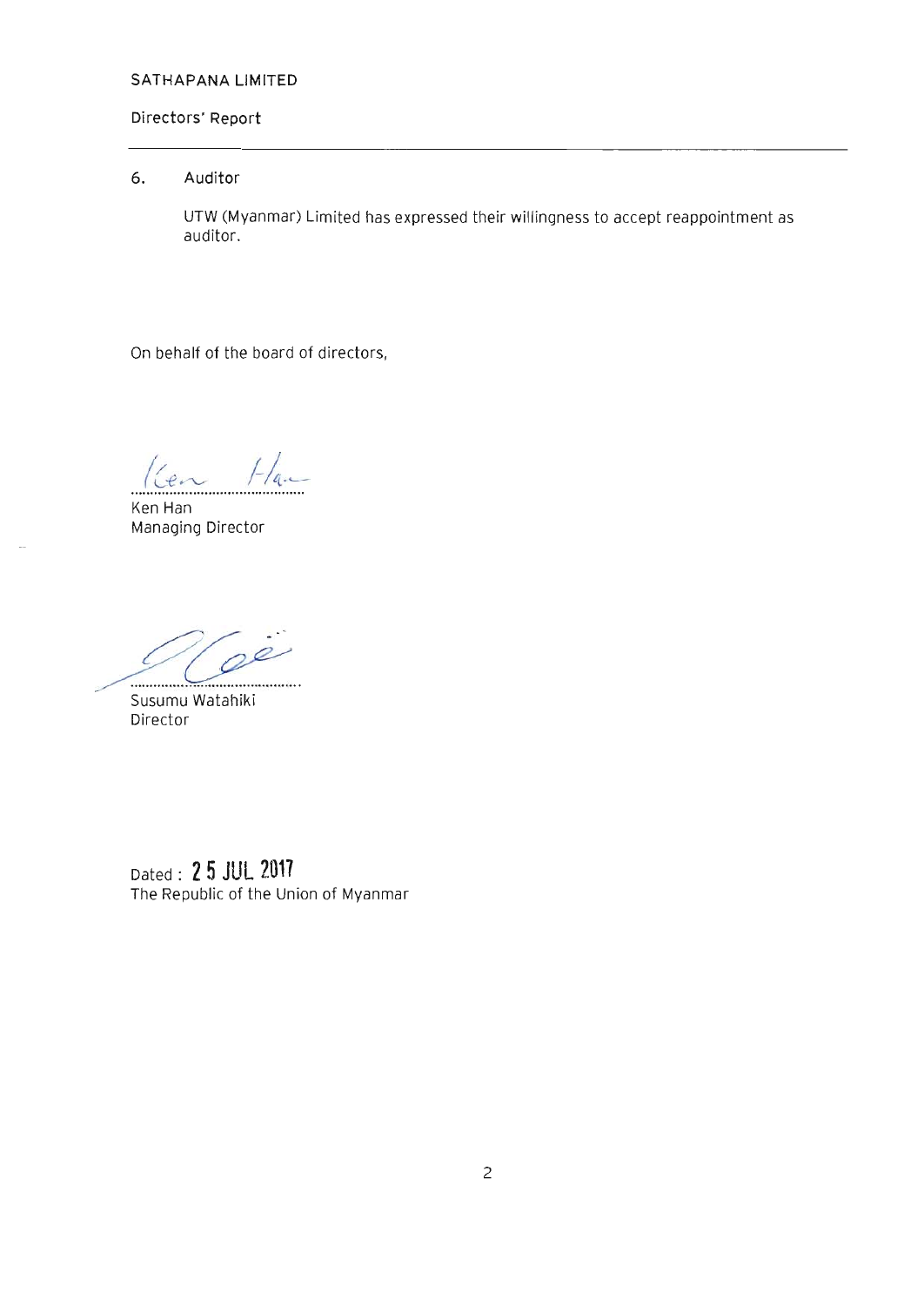SATHAPANA LIMITED

Directors' Report

6. Auditor

   UTW (Myanmar) Limited has expressed their willingness to accept reappointment as auditor.

On behalf of the board of directors,

Ken Han
Managing Director

Susumu Watahiki
Director

Dated : **25 JUL 2017**
The Republic of the Union of Myanmar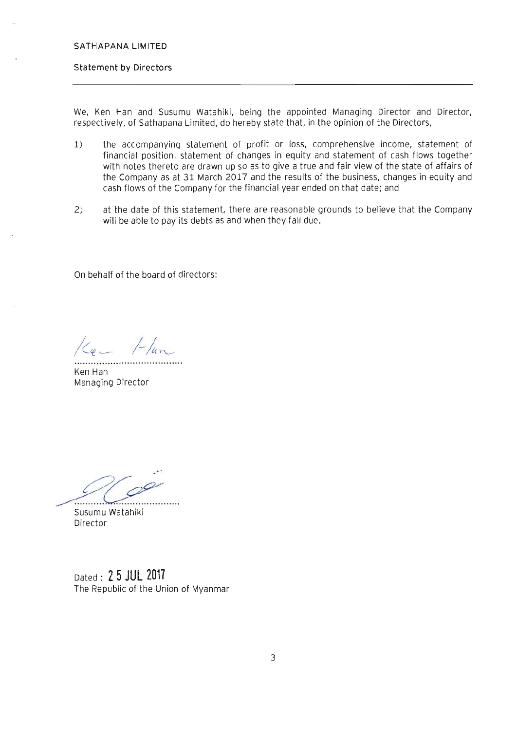SATHAPANA LIMITED

## Statement by Directors

We, Ken Han and Susumu Watahiki, being the appointed Managing Director and Director, respectively, of Sathapana Limited, do hereby state that, in the opinion of the Directors,

1) the accompanying statement of profit or loss, comprehensive income, statement of financial position, statement of changes in equity and statement of cash flows together with notes thereto are drawn up so as to give a true and fair view of the state of affairs of the Company as at 31 March 2017 and the results of the business, changes in equity and cash flows of the Company for the financial year ended on that date; and

2) at the date of this statement, there are reasonable grounds to believe that the Company will be able to pay its debts as and when they fall due.

On behalf of the board of directors:

..........................................

Ken Han
Managing Director

..........................................

Susumu Watahiki
Director

Dated : 25 JUL 2017
The Republic of the Union of Myanmar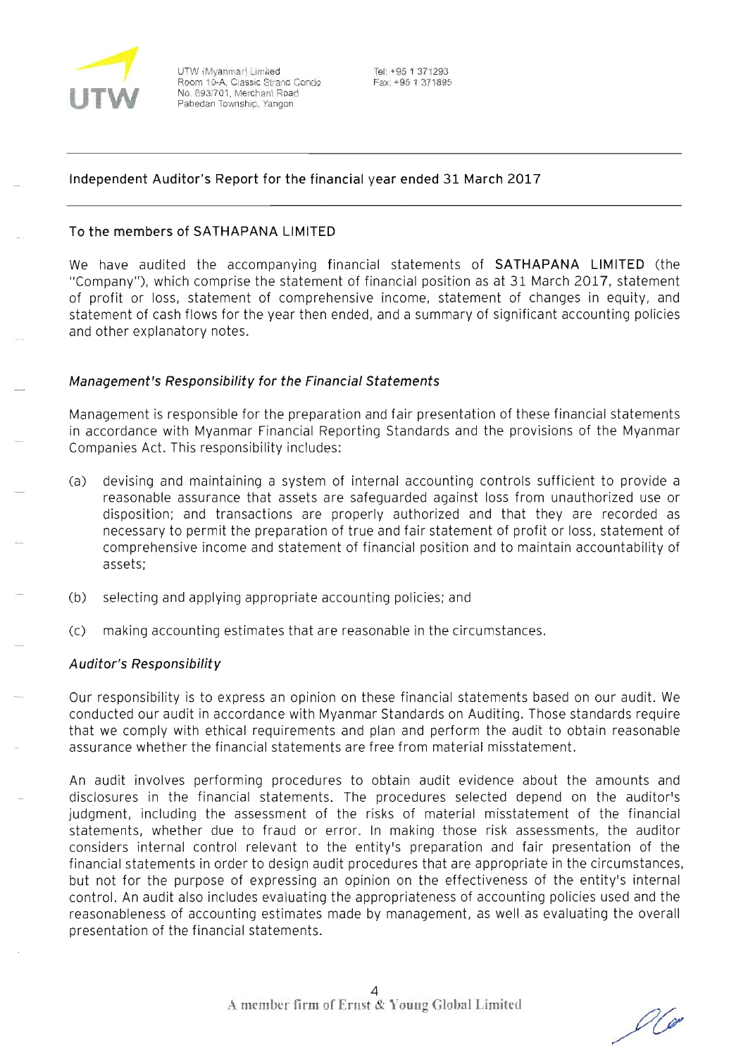UTW (Myanmar) Limited
Room 10-A, Classic Strand Condo
No. 693/701, Merchant Road
Pabedan Township, Yangon

Tel: +95 1 371293
Fax: +95 1 371895

## Independent Auditor's Report for the financial year ended 31 March 2017

To the members of SATHAPANA LIMITED

We have audited the accompanying financial statements of **SATHAPANA LIMITED** (the "Company"), which comprise the statement of financial position as at 31 March 2017, statement of profit or loss, statement of comprehensive income, statement of changes in equity, and statement of cash flows for the year then ended, and a summary of significant accounting policies and other explanatory notes.

### *Management's Responsibility for the Financial Statements*

Management is responsible for the preparation and fair presentation of these financial statements in accordance with Myanmar Financial Reporting Standards and the provisions of the Myanmar Companies Act. This responsibility includes:

(a) devising and maintaining a system of internal accounting controls sufficient to provide a reasonable assurance that assets are safeguarded against loss from unauthorized use or disposition; and transactions are properly authorized and that they are recorded as necessary to permit the preparation of true and fair statement of profit or loss, statement of comprehensive income and statement of financial position and to maintain accountability of assets;

(b) selecting and applying appropriate accounting policies; and

(c) making accounting estimates that are reasonable in the circumstances.

### *Auditor's Responsibility*

Our responsibility is to express an opinion on these financial statements based on our audit. We conducted our audit in accordance with Myanmar Standards on Auditing. Those standards require that we comply with ethical requirements and plan and perform the audit to obtain reasonable assurance whether the financial statements are free from material misstatement.

An audit involves performing procedures to obtain audit evidence about the amounts and disclosures in the financial statements. The procedures selected depend on the auditor's judgment, including the assessment of the risks of material misstatement of the financial statements, whether due to fraud or error. In making those risk assessments, the auditor considers internal control relevant to the entity's preparation and fair presentation of the financial statements in order to design audit procedures that are appropriate in the circumstances, but not for the purpose of expressing an opinion on the effectiveness of the entity's internal control. An audit also includes evaluating the appropriateness of accounting policies used and the reasonableness of accounting estimates made by management, as well as evaluating the overall presentation of the financial statements.

A member firm of Ernst & Young Global Limited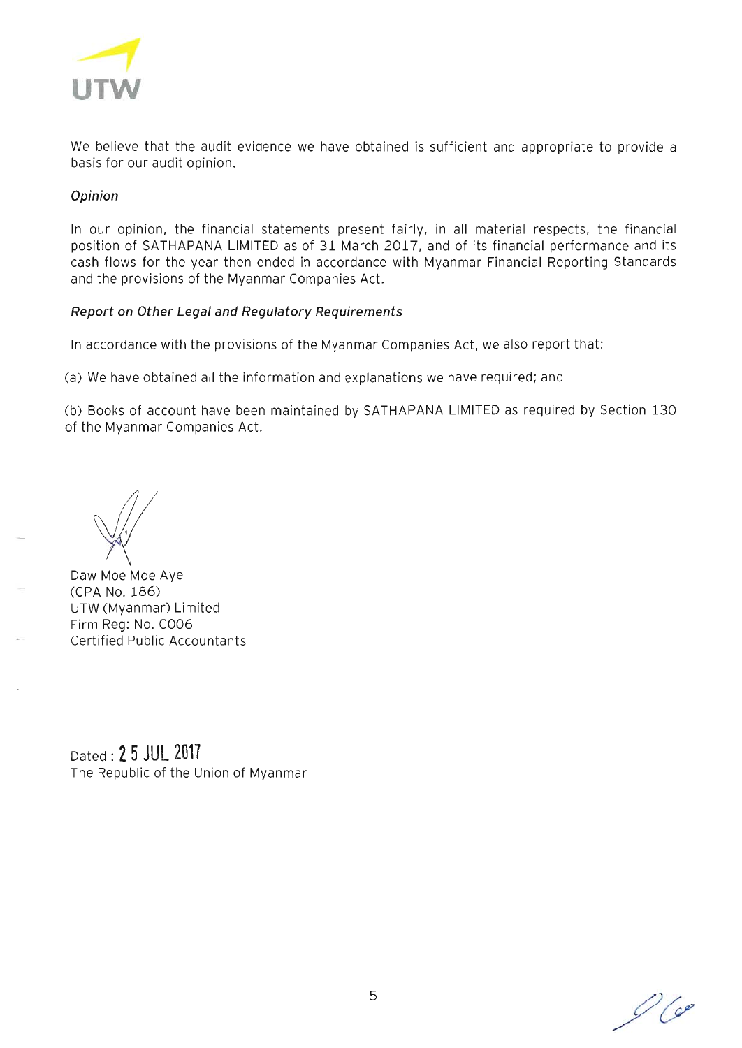We believe that the audit evidence we have obtained is sufficient and appropriate to provide a basis for our audit opinion.

### *Opinion*

In our opinion, the financial statements present fairly, in all material respects, the financial position of SATHAPANA LIMITED as of 31 March 2017, and of its financial performance and its cash flows for the year then ended in accordance with Myanmar Financial Reporting Standards and the provisions of the Myanmar Companies Act.

### *Report on Other Legal and Regulatory Requirements*

In accordance with the provisions of the Myanmar Companies Act, we also report that:

(a) We have obtained all the information and explanations we have required; and

(b) Books of account have been maintained by SATHAPANA LIMITED as required by Section 130 of the Myanmar Companies Act.

Daw Moe Moe Aye
(CPA No. 186)
UTW (Myanmar) Limited
Firm Reg: No. C006
Certified Public Accountants

Dated : 25 JUL 2017
The Republic of the Union of Myanmar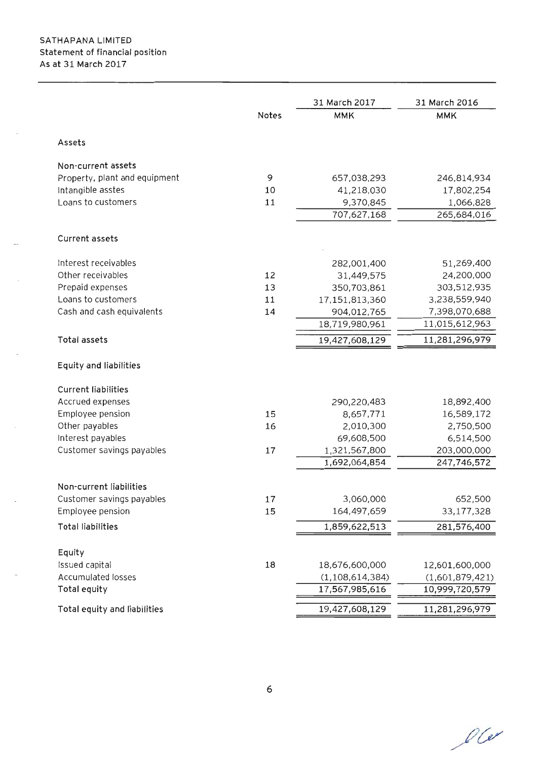SATHAPANA LIMITED
Statement of financial position
As at 31 March 2017

| | Notes | 31 March 2017 | 31 March 2016 |
|---|---|---|---|
| | | MMK | MMK |
| **Assets** | | | |
| **Non-current assets** | | | |
| Property, plant and equipment | 9 | 657,038,293 | 246,814,934 |
| Intangible asstes | 10 | 41,218,030 | 17,802,254 |
| Loans to customers | 11 | 9,370,845 | 1,066,828 |
| | | 707,627,168 | 265,684,016 |
| **Current assets** | | | |
| Interest receivables | | 282,001,400 | 51,269,400 |
| Other receivables | 12 | 31,449,575 | 24,200,000 |
| Prepaid expenses | 13 | 350,703,861 | 303,512,935 |
| Loans to customers | 11 | 17,151,813,360 | 3,238,559,940 |
| Cash and cash equivalents | 14 | 904,012,765 | 7,398,070,688 |
| | | 18,719,980,961 | 11,015,612,963 |
| **Total assets** | | 19,427,608,129 | 11,281,296,979 |
| **Equity and liabilities** | | | |
| **Current liabilities** | | | |
| Accrued expenses | | 290,220,483 | 18,892,400 |
| Employee pension | 15 | 8,657,771 | 16,589,172 |
| Other payables | 16 | 2,010,300 | 2,750,500 |
| Interest payables | | 69,608,500 | 6,514,500 |
| Customer savings payables | 17 | 1,321,567,800 | 203,000,000 |
| | | 1,692,064,854 | 247,746,572 |
| **Non-current liabilities** | | | |
| Customer savings payables | 17 | 3,060,000 | 652,500 |
| Employee pension | 15 | 164,497,659 | 33,177,328 |
| **Total liabilities** | | 1,859,622,513 | 281,576,400 |
| **Equity** | | | |
| Issued capital | 18 | 18,676,600,000 | 12,601,600,000 |
| Accumulated losses | | (1,108,614,384) | (1,601,879,421) |
| **Total equity** | | 17,567,985,616 | 10,999,720,579 |
| **Total equity and liabilities** | | 19,427,608,129 | 11,281,296,979 |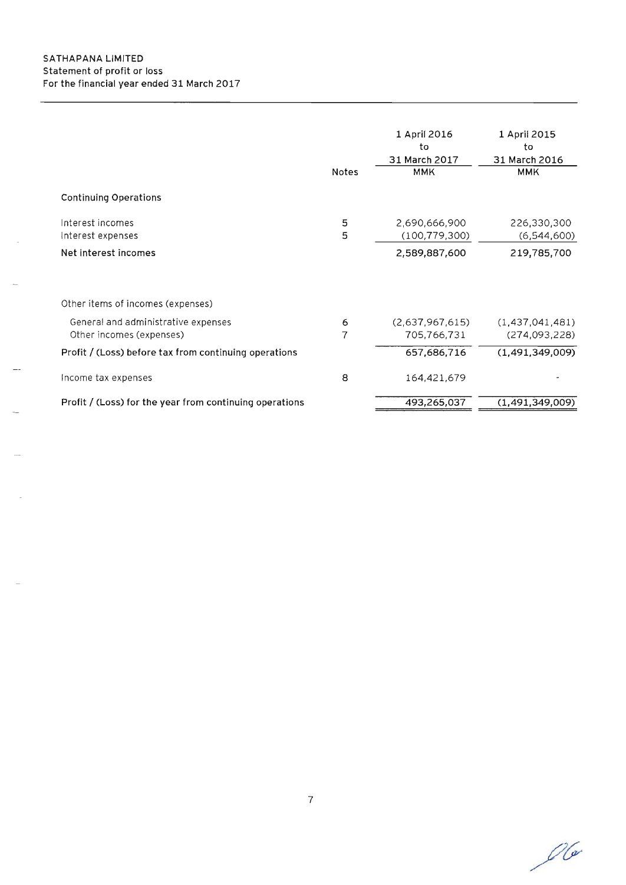SATHAPANA LIMITED
Statement of profit or loss
For the financial year ended 31 March 2017

| | Notes | 1 April 2016 to 31 March 2017 MMK | 1 April 2015 to 31 March 2016 MMK |
|---|---|---|---|
| **Continuing Operations** | | | |
| Interest incomes | 5 | 2,690,666,900 | 226,330,300 |
| Interest expenses | 5 | (100,779,300) | (6,544,600) |
| **Net interest incomes** | | **2,589,887,600** | **219,785,700** |
| Other items of incomes (expenses) | | | |
| General and administrative expenses | 6 | (2,637,967,615) | (1,437,041,481) |
| Other incomes (expenses) | 7 | 705,766,731 | (274,093,228) |
| **Profit / (Loss) before tax from continuing operations** | | **657,686,716** | **(1,491,349,009)** |
| Income tax expenses | 8 | 164,421,679 | - |
| **Profit / (Loss) for the year from continuing operations** | | **493,265,037** | **(1,491,349,009)** |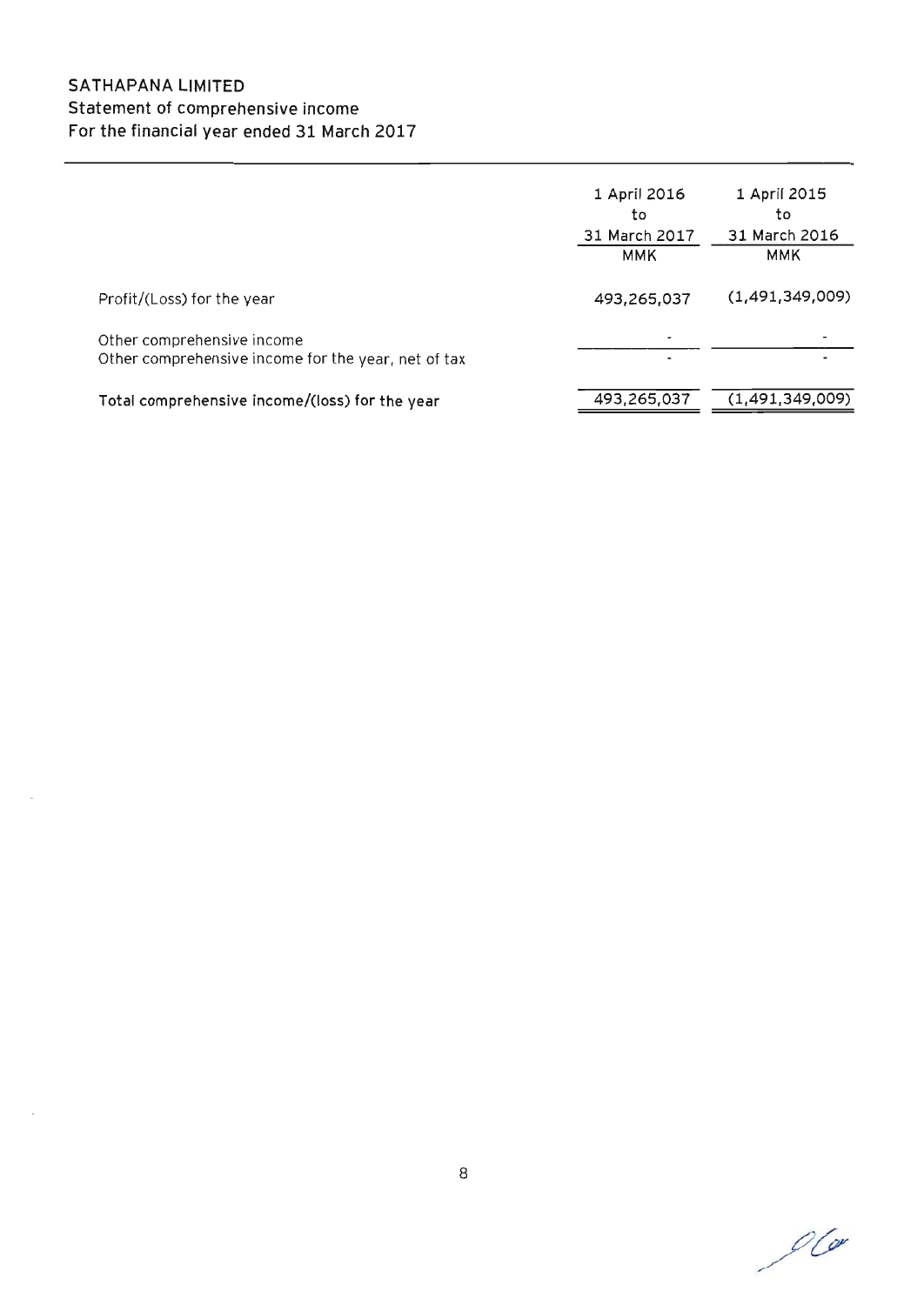# SATHAPANA LIMITED
## Statement of comprehensive income
## For the financial year ended 31 March 2017

| | 1 April 2016 to 31 March 2017 | 1 April 2015 to 31 March 2016 |
|---|---|---|
| | MMK | MMK |
| Profit/(Loss) for the year | 493,265,037 | (1,491,349,009) |
| Other comprehensive income | - | - |
| Other comprehensive income for the year, net of tax | - | - |
| **Total comprehensive income/(loss) for the year** | 493,265,037 | (1,491,349,009) |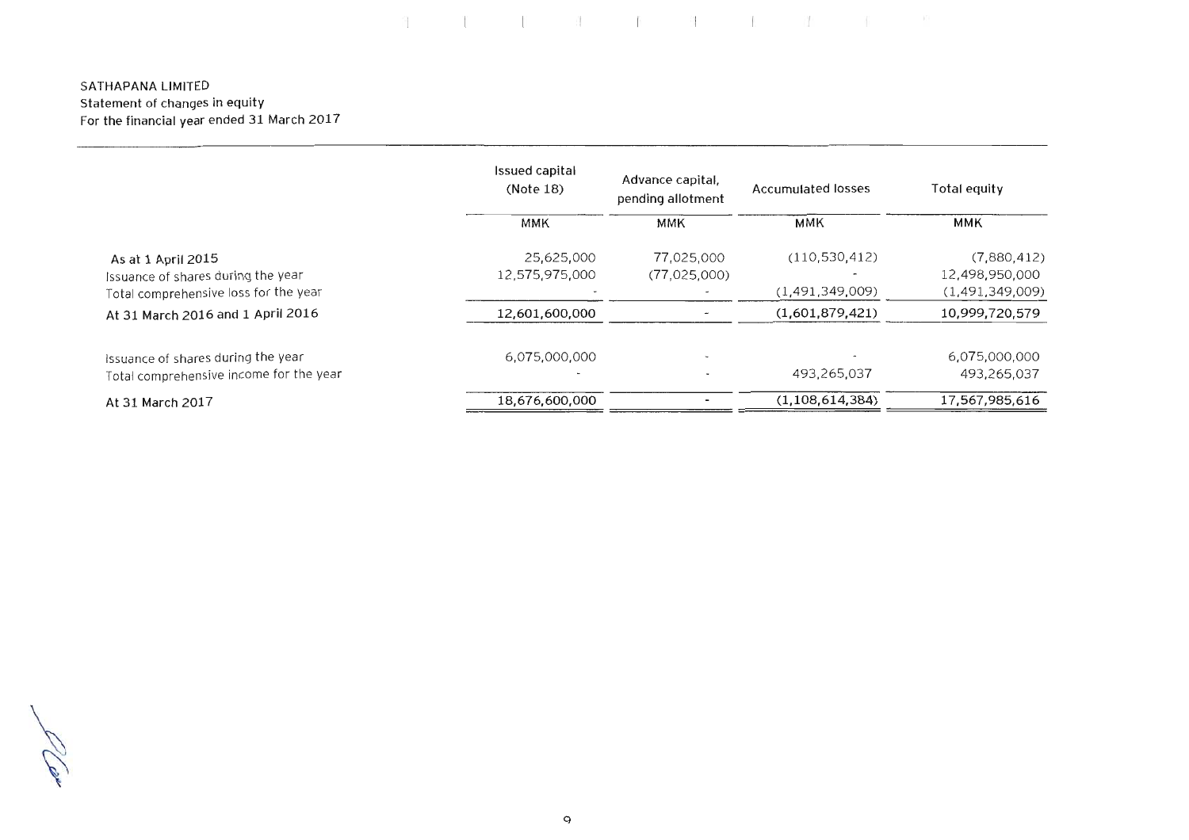SATHAPANA LIMITED
Statement of changes in equity
For the financial year ended 31 March 2017

| | Issued capital (Note 18) | Advance capital, pending allotment | Accumulated losses | Total equity |
|---|---|---|---|---|
| | MMK | MMK | MMK | MMK |
| As at 1 April 2015 | 25,625,000 | 77,025,000 | (110,530,412) | (7,880,412) |
| Issuance of shares during the year | 12,575,975,000 | (77,025,000) | - | 12,498,950,000 |
| Total comprehensive loss for the year | - | - | (1,491,349,009) | (1,491,349,009) |
| At 31 March 2016 and 1 April 2016 | 12,601,600,000 | - | (1,601,879,421) | 10,999,720,579 |
| Issuance of shares during the year | 6,075,000,000 | - | - | 6,075,000,000 |
| Total comprehensive income for the year | - | - | 493,265,037 | 493,265,037 |
| At 31 March 2017 | 18,676,600,000 | - | (1,108,614,384) | 17,567,985,616 |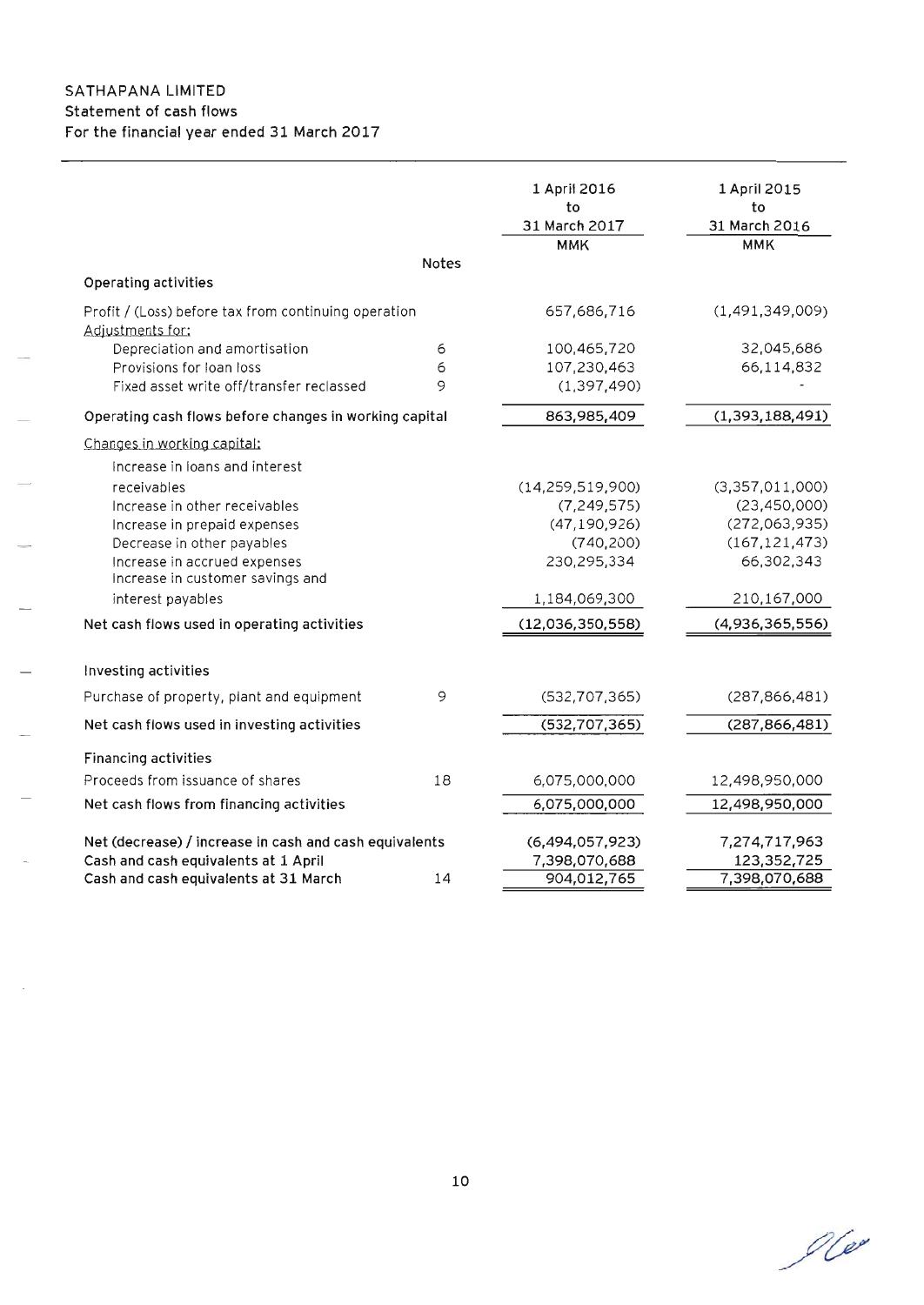SATHAPANA LIMITED

Statement of cash flows

For the financial year ended 31 March 2017

| | Notes | 1 April 2016 to 31 March 2017 MMK | 1 April 2015 to 31 March 2016 MMK |
|---|---|---|---|
| **Operating activities** | | | |
| Profit / (Loss) before tax from continuing operation | | 657,686,716 | (1,491,349,009) |
| Adjustments for: | | | |
| Depreciation and amortisation | 6 | 100,465,720 | 32,045,686 |
| Provisions for loan loss | 6 | 107,230,463 | 66,114,832 |
| Fixed asset write off/transfer reclassed | 9 | (1,397,490) | - |
| **Operating cash flows before changes in working capital** | | 863,985,409 | (1,393,188,491) |
| Changes in working capital: | | | |
| Increase in loans and interest receivables | | (14,259,519,900) | (3,357,011,000) |
| Increase in other receivables | | (7,249,575) | (23,450,000) |
| Increase in prepaid expenses | | (47,190,926) | (272,063,935) |
| Decrease in other payables | | (740,200) | (167,121,473) |
| Increase in accrued expenses | | 230,295,334 | 66,302,343 |
| Increase in customer savings and interest payables | | 1,184,069,300 | 210,167,000 |
| **Net cash flows used in operating activities** | | (12,036,350,558) | (4,936,365,556) |
| **Investing activities** | | | |
| Purchase of property, plant and equipment | 9 | (532,707,365) | (287,866,481) |
| **Net cash flows used in investing activities** | | (532,707,365) | (287,866,481) |
| **Financing activities** | | | |
| Proceeds from issuance of shares | 18 | 6,075,000,000 | 12,498,950,000 |
| **Net cash flows from financing activities** | | 6,075,000,000 | 12,498,950,000 |
| **Net (decrease) / increase in cash and cash equivalents** | | (6,494,057,923) | 7,274,717,963 |
| **Cash and cash equivalents at 1 April** | | 7,398,070,688 | 123,352,725 |
| **Cash and cash equivalents at 31 March** | 14 | 904,012,765 | 7,398,070,688 |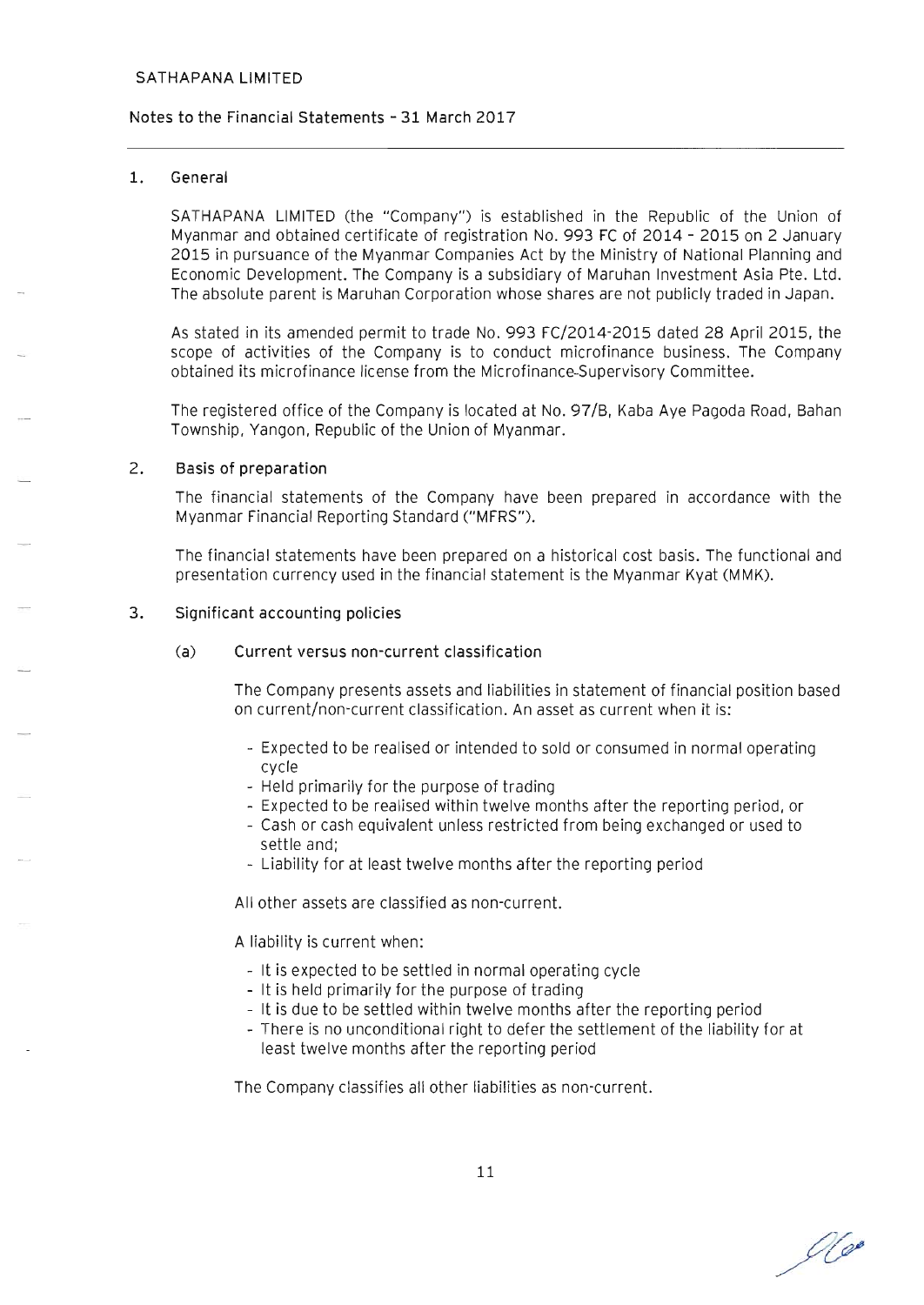## 1. General

SATHAPANA LIMITED (the "Company") is established in the Republic of the Union of Myanmar and obtained certificate of registration No. 993 FC of 2014 - 2015 on 2 January 2015 in pursuance of the Myanmar Companies Act by the Ministry of National Planning and Economic Development. The Company is a subsidiary of Maruhan Investment Asia Pte. Ltd. The absolute parent is Maruhan Corporation whose shares are not publicly traded in Japan.

As stated in its amended permit to trade No. 993 FC/2014-2015 dated 28 April 2015, the scope of activities of the Company is to conduct microfinance business. The Company obtained its microfinance license from the Microfinance-Supervisory Committee.

The registered office of the Company is located at No. 97/B, Kaba Aye Pagoda Road, Bahan Township, Yangon, Republic of the Union of Myanmar.

## 2. Basis of preparation

The financial statements of the Company have been prepared in accordance with the Myanmar Financial Reporting Standard ("MFRS").

The financial statements have been prepared on a historical cost basis. The functional and presentation currency used in the financial statement is the Myanmar Kyat (MMK).

## 3. Significant accounting policies

### (a) Current versus non-current classification

The Company presents assets and liabilities in statement of financial position based on current/non-current classification. An asset as current when it is:

- Expected to be realised or intended to sold or consumed in normal operating cycle
- Held primarily for the purpose of trading
- Expected to be realised within twelve months after the reporting period, or
- Cash or cash equivalent unless restricted from being exchanged or used to settle and;
- Liability for at least twelve months after the reporting period

All other assets are classified as non-current.

A liability is current when:

- It is expected to be settled in normal operating cycle
- It is held primarily for the purpose of trading
- It is due to be settled within twelve months after the reporting period
- There is no unconditional right to defer the settlement of the liability for at least twelve months after the reporting period

The Company classifies all other liabilities as non-current.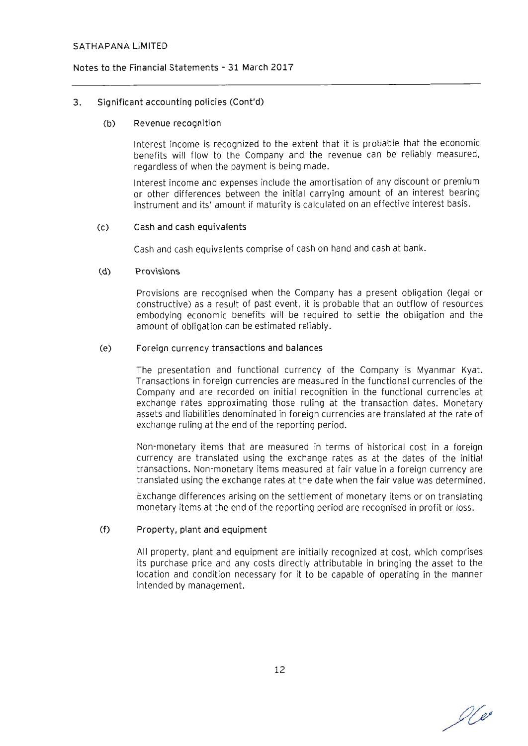## 3. Significant accounting policies (Cont'd)

### (b) Revenue recognition

Interest income is recognized to the extent that it is probable that the economic benefits will flow to the Company and the revenue can be reliably measured, regardless of when the payment is being made.

Interest income and expenses include the amortisation of any discount or premium or other differences between the initial carrying amount of an interest bearing instrument and its' amount if maturity is calculated on an effective interest basis.

### (c) Cash and cash equivalents

Cash and cash equivalents comprise of cash on hand and cash at bank.

### (d) Provisions

Provisions are recognised when the Company has a present obligation (legal or constructive) as a result of past event, it is probable that an outflow of resources embodying economic benefits will be required to settle the obligation and the amount of obligation can be estimated reliably.

### (e) Foreign currency transactions and balances

The presentation and functional currency of the Company is Myanmar Kyat. Transactions in foreign currencies are measured in the functional currencies of the Company and are recorded on initial recognition in the functional currencies at exchange rates approximating those ruling at the transaction dates. Monetary assets and liabilities denominated in foreign currencies are translated at the rate of exchange ruling at the end of the reporting period.

Non-monetary items that are measured in terms of historical cost in a foreign currency are translated using the exchange rates as at the dates of the initial transactions. Non-monetary items measured at fair value in a foreign currency are translated using the exchange rates at the date when the fair value was determined.

Exchange differences arising on the settlement of monetary items or on translating monetary items at the end of the reporting period are recognised in profit or loss.

### (f) Property, plant and equipment

All property, plant and equipment are initially recognized at cost, which comprises its purchase price and any costs directly attributable in bringing the asset to the location and condition necessary for it to be capable of operating in the manner intended by management.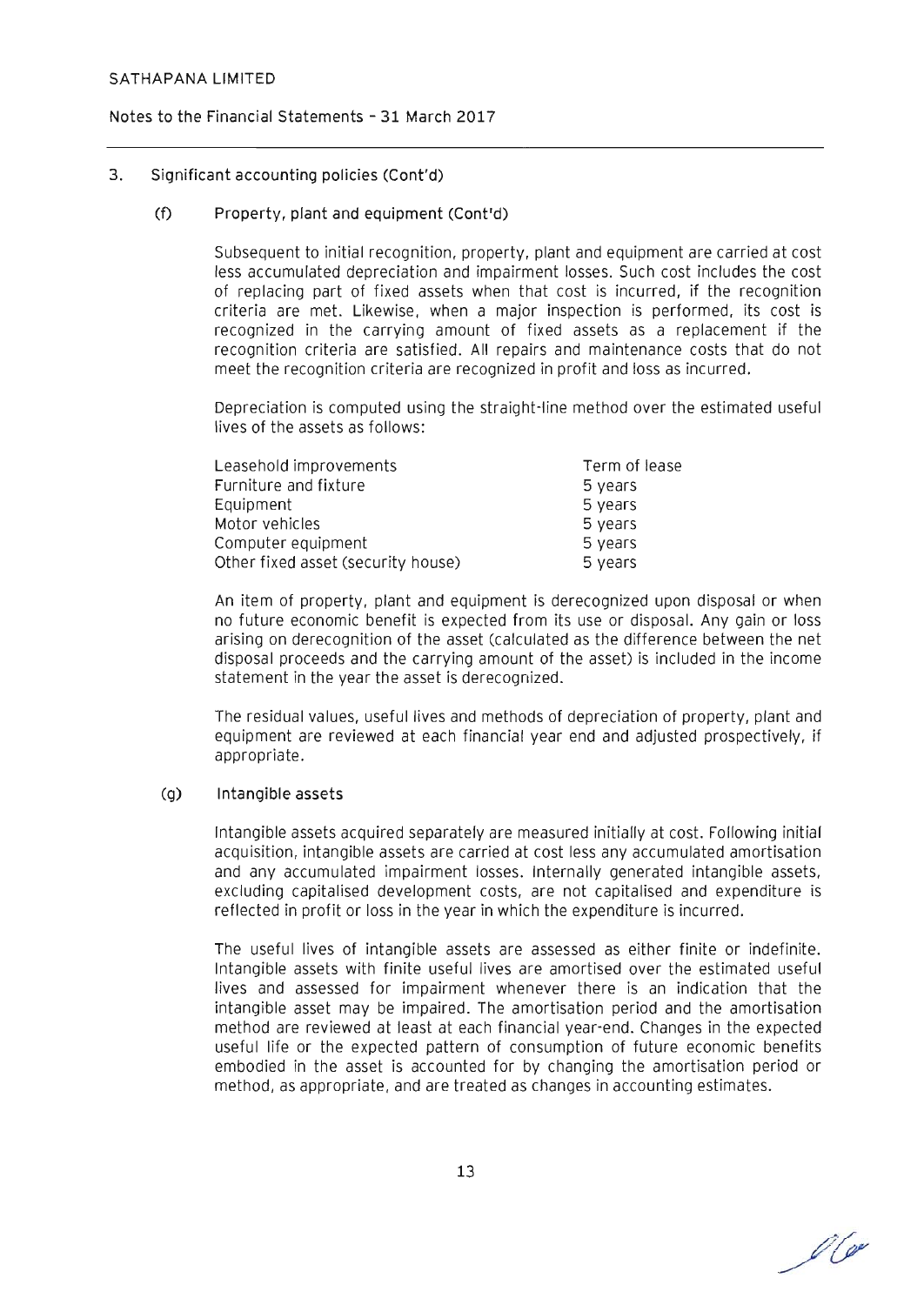## 3. Significant accounting policies (Cont'd)

### (f) Property, plant and equipment (Cont'd)

Subsequent to initial recognition, property, plant and equipment are carried at cost less accumulated depreciation and impairment losses. Such cost includes the cost of replacing part of fixed assets when that cost is incurred, if the recognition criteria are met. Likewise, when a major inspection is performed, its cost is recognized in the carrying amount of fixed assets as a replacement if the recognition criteria are satisfied. All repairs and maintenance costs that do not meet the recognition criteria are recognized in profit and loss as incurred.

Depreciation is computed using the straight-line method over the estimated useful lives of the assets as follows:

| | |
|---|---|
| Leasehold improvements | Term of lease |
| Furniture and fixture | 5 years |
| Equipment | 5 years |
| Motor vehicles | 5 years |
| Computer equipment | 5 years |
| Other fixed asset (security house) | 5 years |

An item of property, plant and equipment is derecognized upon disposal or when no future economic benefit is expected from its use or disposal. Any gain or loss arising on derecognition of the asset (calculated as the difference between the net disposal proceeds and the carrying amount of the asset) is included in the income statement in the year the asset is derecognized.

The residual values, useful lives and methods of depreciation of property, plant and equipment are reviewed at each financial year end and adjusted prospectively, if appropriate.

### (g) Intangible assets

Intangible assets acquired separately are measured initially at cost. Following initial acquisition, intangible assets are carried at cost less any accumulated amortisation and any accumulated impairment losses. Internally generated intangible assets, excluding capitalised development costs, are not capitalised and expenditure is reflected in profit or loss in the year in which the expenditure is incurred.

The useful lives of intangible assets are assessed as either finite or indefinite. Intangible assets with finite useful lives are amortised over the estimated useful lives and assessed for impairment whenever there is an indication that the intangible asset may be impaired. The amortisation period and the amortisation method are reviewed at least at each financial year-end. Changes in the expected useful life or the expected pattern of consumption of future economic benefits embodied in the asset is accounted for by changing the amortisation period or method, as appropriate, and are treated as changes in accounting estimates.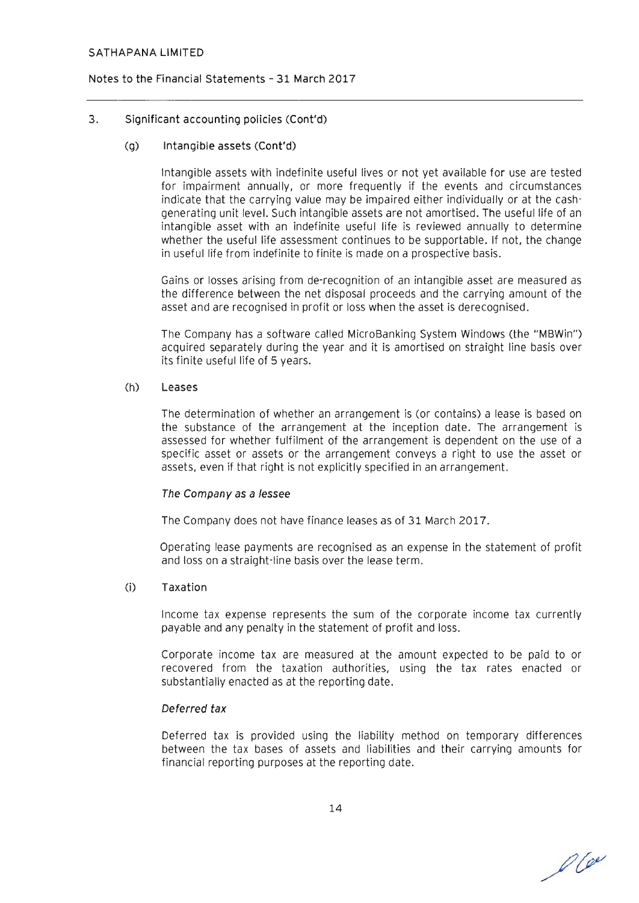## 3. Significant accounting policies (Cont'd)

### (g) Intangible assets (Cont'd)

Intangible assets with indefinite useful lives or not yet available for use are tested for impairment annually, or more frequently if the events and circumstances indicate that the carrying value may be impaired either individually or at the cash-generating unit level. Such intangible assets are not amortised. The useful life of an intangible asset with an indefinite useful life is reviewed annually to determine whether the useful life assessment continues to be supportable. If not, the change in useful life from indefinite to finite is made on a prospective basis.

Gains or losses arising from de-recognition of an intangible asset are measured as the difference between the net disposal proceeds and the carrying amount of the asset and are recognised in profit or loss when the asset is derecognised.

The Company has a software called MicroBanking System Windows (the "MBWin") acquired separately during the year and it is amortised on straight line basis over its finite useful life of 5 years.

### (h) Leases

The determination of whether an arrangement is (or contains) a lease is based on the substance of the arrangement at the inception date. The arrangement is assessed for whether fulfilment of the arrangement is dependent on the use of a specific asset or assets or the arrangement conveys a right to use the asset or assets, even if that right is not explicitly specified in an arrangement.

*The Company as a lessee*

The Company does not have finance leases as of 31 March 2017.

Operating lease payments are recognised as an expense in the statement of profit and loss on a straight-line basis over the lease term.

### (i) Taxation

Income tax expense represents the sum of the corporate income tax currently payable and any penalty in the statement of profit and loss.

Corporate income tax are measured at the amount expected to be paid to or recovered from the taxation authorities, using the tax rates enacted or substantially enacted as at the reporting date.

*Deferred tax*

Deferred tax is provided using the liability method on temporary differences between the tax bases of assets and liabilities and their carrying amounts for financial reporting purposes at the reporting date.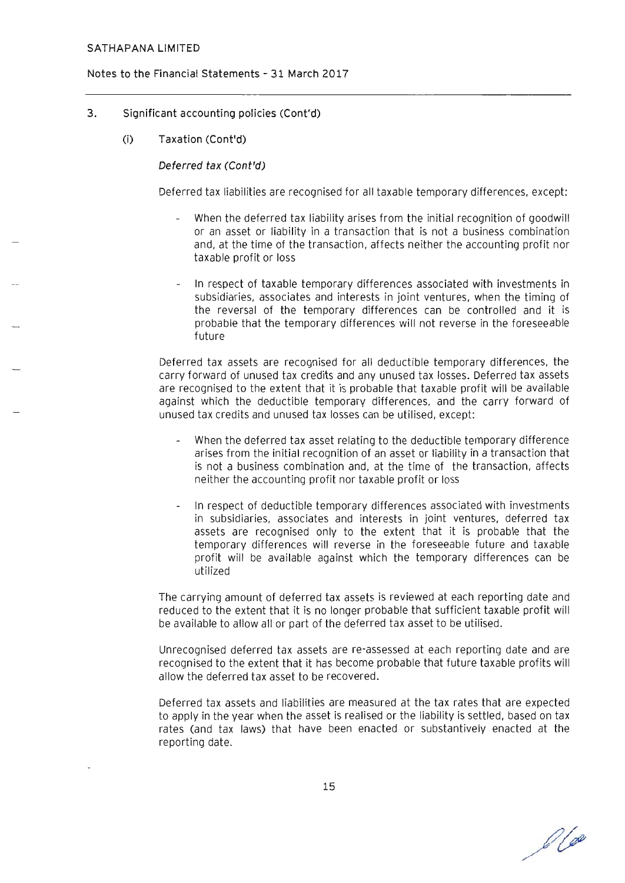## 3. Significant accounting policies (Cont'd)

### (i) Taxation (Cont'd)

*Deferred tax (Cont'd)*

Deferred tax liabilities are recognised for all taxable temporary differences, except:

- When the deferred tax liability arises from the initial recognition of goodwill or an asset or liability in a transaction that is not a business combination and, at the time of the transaction, affects neither the accounting profit nor taxable profit or loss

- In respect of taxable temporary differences associated with investments in subsidiaries, associates and interests in joint ventures, when the timing of the reversal of the temporary differences can be controlled and it is probable that the temporary differences will not reverse in the foreseeable future

Deferred tax assets are recognised for all deductible temporary differences, the carry forward of unused tax credits and any unused tax losses. Deferred tax assets are recognised to the extent that it is probable that taxable profit will be available against which the deductible temporary differences, and the carry forward of unused tax credits and unused tax losses can be utilised, except:

- When the deferred tax asset relating to the deductible temporary difference arises from the initial recognition of an asset or liability in a transaction that is not a business combination and, at the time of the transaction, affects neither the accounting profit nor taxable profit or loss

- In respect of deductible temporary differences associated with investments in subsidiaries, associates and interests in joint ventures, deferred tax assets are recognised only to the extent that it is probable that the temporary differences will reverse in the foreseeable future and taxable profit will be available against which the temporary differences can be utilized

The carrying amount of deferred tax assets is reviewed at each reporting date and reduced to the extent that it is no longer probable that sufficient taxable profit will be available to allow all or part of the deferred tax asset to be utilised.

Unrecognised deferred tax assets are re-assessed at each reporting date and are recognised to the extent that it has become probable that future taxable profits will allow the deferred tax asset to be recovered.

Deferred tax assets and liabilities are measured at the tax rates that are expected to apply in the year when the asset is realised or the liability is settled, based on tax rates (and tax laws) that have been enacted or substantively enacted at the reporting date.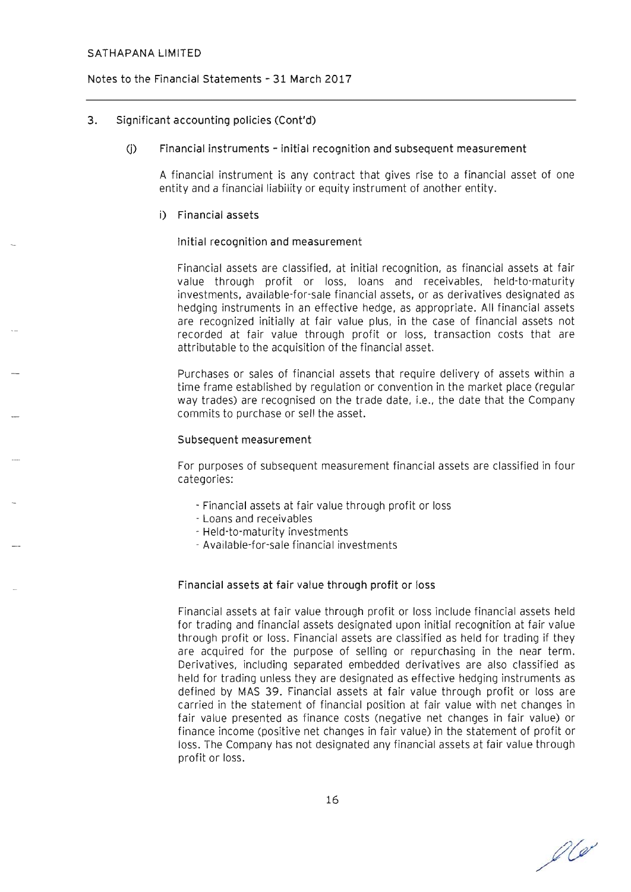SATHAPANA LIMITED

Notes to the Financial Statements - 31 March 2017

## 3. Significant accounting policies (Cont'd)

### (j) Financial instruments - initial recognition and subsequent measurement

A financial instrument is any contract that gives rise to a financial asset of one entity and a financial liability or equity instrument of another entity.

#### i) Financial assets

Initial recognition and measurement

Financial assets are classified, at initial recognition, as financial assets at fair value through profit or loss, loans and receivables, held-to-maturity investments, available-for-sale financial assets, or as derivatives designated as hedging instruments in an effective hedge, as appropriate. All financial assets are recognized initially at fair value plus, in the case of financial assets not recorded at fair value through profit or loss, transaction costs that are attributable to the acquisition of the financial asset.

Purchases or sales of financial assets that require delivery of assets within a time frame established by regulation or convention in the market place (regular way trades) are recognised on the trade date, i.e., the date that the Company commits to purchase or sell the asset.

Subsequent measurement

For purposes of subsequent measurement financial assets are classified in four categories:

- Financial assets at fair value through profit or loss
- Loans and receivables
- Held-to-maturity investments
- Available-for-sale financial investments

**Financial assets at fair value through profit or loss**

Financial assets at fair value through profit or loss include financial assets held for trading and financial assets designated upon initial recognition at fair value through profit or loss. Financial assets are classified as held for trading if they are acquired for the purpose of selling or repurchasing in the near term. Derivatives, including separated embedded derivatives are also classified as held for trading unless they are designated as effective hedging instruments as defined by MAS 39. Financial assets at fair value through profit or loss are carried in the statement of financial position at fair value with net changes in fair value presented as finance costs (negative net changes in fair value) or finance income (positive net changes in fair value) in the statement of profit or loss. The Company has not designated any financial assets at fair value through profit or loss.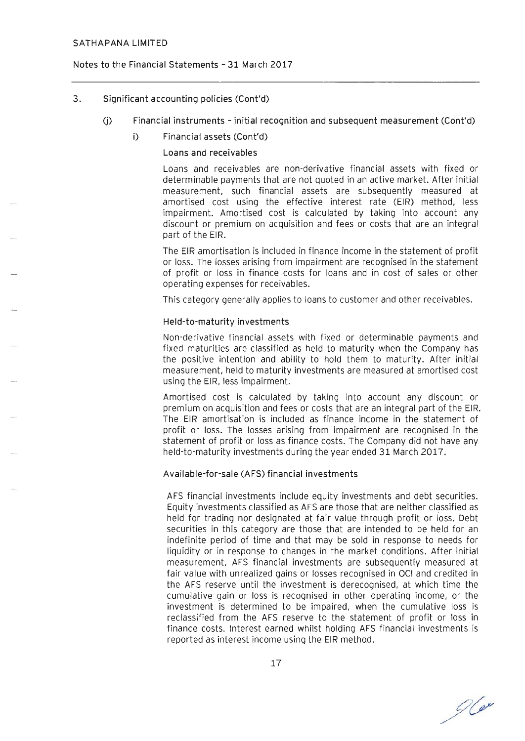## 3. Significant accounting policies (Cont'd)

### (j) Financial instruments - initial recognition and subsequent measurement (Cont'd)

#### i) Financial assets (Cont'd)

**Loans and receivables**

Loans and receivables are non-derivative financial assets with fixed or determinable payments that are not quoted in an active market. After initial measurement, such financial assets are subsequently measured at amortised cost using the effective interest rate (EIR) method, less impairment. Amortised cost is calculated by taking into account any discount or premium on acquisition and fees or costs that are an integral part of the EIR.

The EIR amortisation is included in finance income in the statement of profit or loss. The losses arising from impairment are recognised in the statement of profit or loss in finance costs for loans and in cost of sales or other operating expenses for receivables.

This category generally applies to loans to customer and other receivables.

**Held-to-maturity investments**

Non-derivative financial assets with fixed or determinable payments and fixed maturities are classified as held to maturity when the Company has the positive intention and ability to hold them to maturity. After initial measurement, held to maturity investments are measured at amortised cost using the EIR, less impairment.

Amortised cost is calculated by taking into account any discount or premium on acquisition and fees or costs that are an integral part of the EIR. The EIR amortisation is included as finance income in the statement of profit or loss. The losses arising from impairment are recognised in the statement of profit or loss as finance costs. The Company did not have any held-to-maturity investments during the year ended 31 March 2017.

**Available-for-sale (AFS) financial investments**

AFS financial investments include equity investments and debt securities. Equity investments classified as AFS are those that are neither classified as held for trading nor designated at fair value through profit or loss. Debt securities in this category are those that are intended to be held for an indefinite period of time and that may be sold in response to needs for liquidity or in response to changes in the market conditions. After initial measurement, AFS financial investments are subsequently measured at fair value with unrealized gains or losses recognised in OCI and credited in the AFS reserve until the investment is derecognised, at which time the cumulative gain or loss is recognised in other operating income, or the investment is determined to be impaired, when the cumulative loss is reclassified from the AFS reserve to the statement of profit or loss in finance costs. Interest earned whilst holding AFS financial investments is reported as interest income using the EIR method.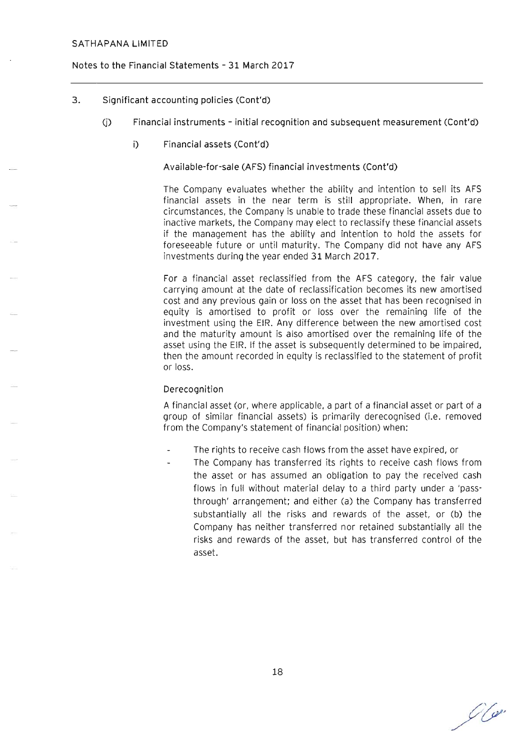## 3. Significant accounting policies (Cont'd)

### (j) Financial instruments – initial recognition and subsequent measurement (Cont'd)

#### i) Financial assets (Cont'd)

Available-for-sale (AFS) financial investments (Cont'd)

The Company evaluates whether the ability and intention to sell its AFS financial assets in the near term is still appropriate. When, in rare circumstances, the Company is unable to trade these financial assets due to inactive markets, the Company may elect to reclassify these financial assets if the management has the ability and intention to hold the assets for foreseeable future or until maturity. The Company did not have any AFS investments during the year ended 31 March 2017.

For a financial asset reclassified from the AFS category, the fair value carrying amount at the date of reclassification becomes its new amortised cost and any previous gain or loss on the asset that has been recognised in equity is amortised to profit or loss over the remaining life of the investment using the EIR. Any difference between the new amortised cost and the maturity amount is also amortised over the remaining life of the asset using the EIR. If the asset is subsequently determined to be impaired, then the amount recorded in equity is reclassified to the statement of profit or loss.

Derecognition

A financial asset (or, where applicable, a part of a financial asset or part of a group of similar financial assets) is primarily derecognised (i.e. removed from the Company's statement of financial position) when:

- The rights to receive cash flows from the asset have expired, or
- The Company has transferred its rights to receive cash flows from the asset or has assumed an obligation to pay the received cash flows in full without material delay to a third party under a 'pass-through' arrangement; and either (a) the Company has transferred substantially all the risks and rewards of the asset, or (b) the Company has neither transferred nor retained substantially all the risks and rewards of the asset, but has transferred control of the asset.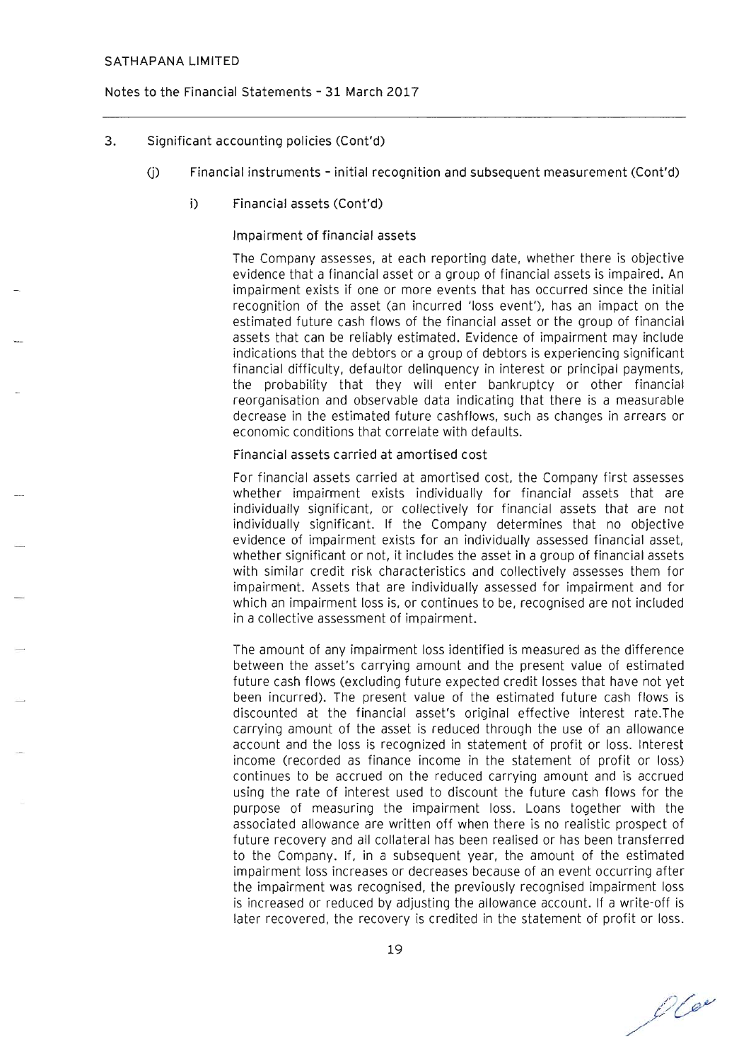### 3. Significant accounting policies (Cont'd)

#### (j) Financial instruments – initial recognition and subsequent measurement (Cont'd)

##### i) Financial assets (Cont'd)

**Impairment of financial assets**

The Company assesses, at each reporting date, whether there is objective evidence that a financial asset or a group of financial assets is impaired. An impairment exists if one or more events that has occurred since the initial recognition of the asset (an incurred 'loss event'), has an impact on the estimated future cash flows of the financial asset or the group of financial assets that can be reliably estimated. Evidence of impairment may include indications that the debtors or a group of debtors is experiencing significant financial difficulty, defaultor delinquency in interest or principal payments, the probability that they will enter bankruptcy or other financial reorganisation and observable data indicating that there is a measurable decrease in the estimated future cashflows, such as changes in arrears or economic conditions that correlate with defaults.

**Financial assets carried at amortised cost**

For financial assets carried at amortised cost, the Company first assesses whether impairment exists individually for financial assets that are individually significant, or collectively for financial assets that are not individually significant. If the Company determines that no objective evidence of impairment exists for an individually assessed financial asset, whether significant or not, it includes the asset in a group of financial assets with similar credit risk characteristics and collectively assesses them for impairment. Assets that are individually assessed for impairment and for which an impairment loss is, or continues to be, recognised are not included in a collective assessment of impairment.

The amount of any impairment loss identified is measured as the difference between the asset's carrying amount and the present value of estimated future cash flows (excluding future expected credit losses that have not yet been incurred). The present value of the estimated future cash flows is discounted at the financial asset's original effective interest rate.The carrying amount of the asset is reduced through the use of an allowance account and the loss is recognized in statement of profit or loss. Interest income (recorded as finance income in the statement of profit or loss) continues to be accrued on the reduced carrying amount and is accrued using the rate of interest used to discount the future cash flows for the purpose of measuring the impairment loss. Loans together with the associated allowance are written off when there is no realistic prospect of future recovery and all collateral has been realised or has been transferred to the Company. If, in a subsequent year, the amount of the estimated impairment loss increases or decreases because of an event occurring after the impairment was recognised, the previously recognised impairment loss is increased or reduced by adjusting the allowance account. If a write-off is later recovered, the recovery is credited in the statement of profit or loss.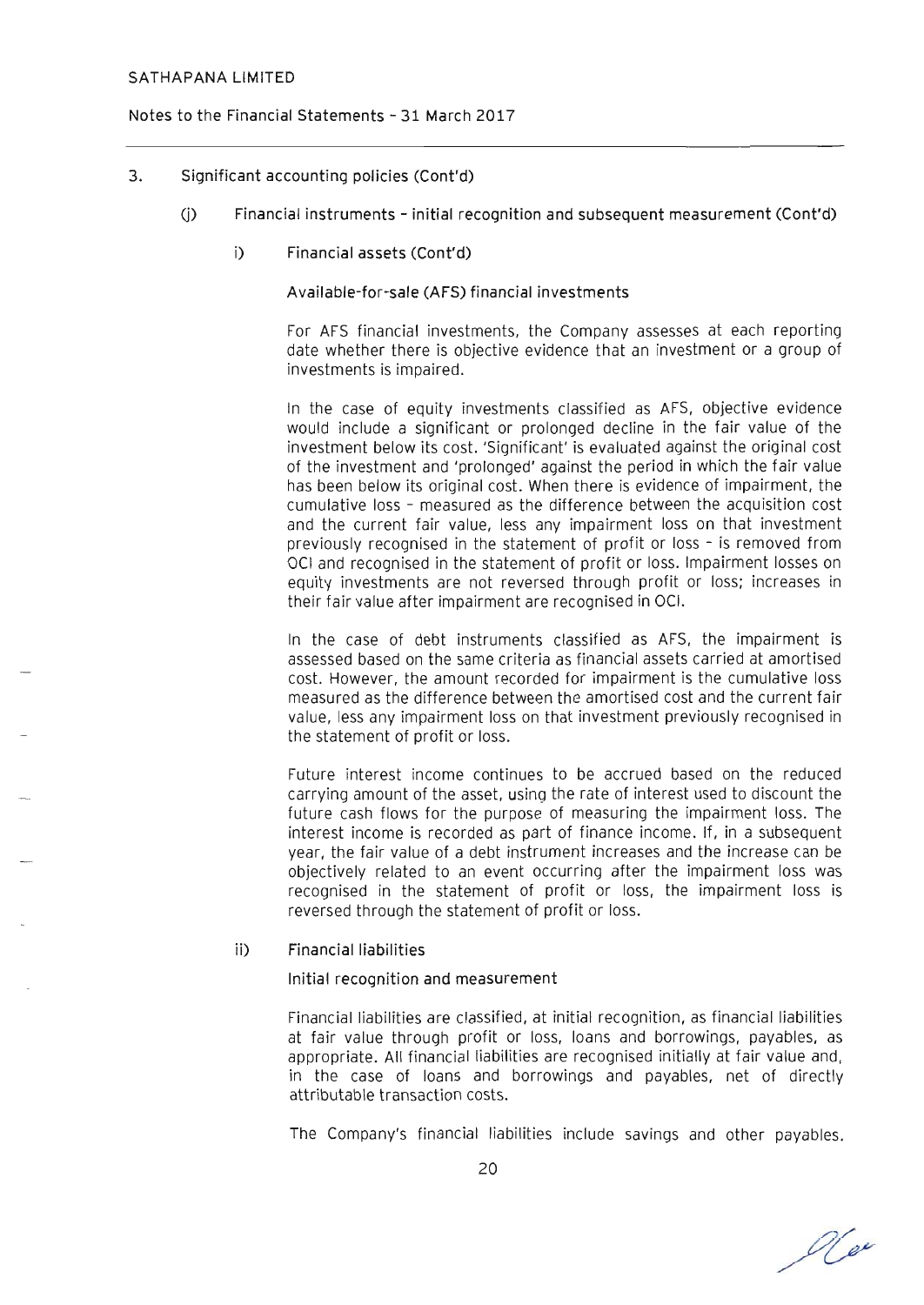SATHAPANA LIMITED

Notes to the Financial Statements – 31 March 2017

3. Significant accounting policies (Cont'd)

   (j) Financial instruments – initial recognition and subsequent measurement (Cont'd)

      i) Financial assets (Cont'd)

         Available-for-sale (AFS) financial investments

         For AFS financial investments, the Company assesses at each reporting date whether there is objective evidence that an investment or a group of investments is impaired.

         In the case of equity investments classified as AFS, objective evidence would include a significant or prolonged decline in the fair value of the investment below its cost. 'Significant' is evaluated against the original cost of the investment and 'prolonged' against the period in which the fair value has been below its original cost. When there is evidence of impairment, the cumulative loss – measured as the difference between the acquisition cost and the current fair value, less any impairment loss on that investment previously recognised in the statement of profit or loss – is removed from OCI and recognised in the statement of profit or loss. Impairment losses on equity investments are not reversed through profit or loss; increases in their fair value after impairment are recognised in OCI.

         In the case of debt instruments classified as AFS, the impairment is assessed based on the same criteria as financial assets carried at amortised cost. However, the amount recorded for impairment is the cumulative loss measured as the difference between the amortised cost and the current fair value, less any impairment loss on that investment previously recognised in the statement of profit or loss.

         Future interest income continues to be accrued based on the reduced carrying amount of the asset, using the rate of interest used to discount the future cash flows for the purpose of measuring the impairment loss. The interest income is recorded as part of finance income. If, in a subsequent year, the fair value of a debt instrument increases and the increase can be objectively related to an event occurring after the impairment loss was recognised in the statement of profit or loss, the impairment loss is reversed through the statement of profit or loss.

      ii) Financial liabilities

         Initial recognition and measurement

         Financial liabilities are classified, at initial recognition, as financial liabilities at fair value through profit or loss, loans and borrowings, payables, as appropriate. All financial liabilities are recognised initially at fair value and, in the case of loans and borrowings and payables, net of directly attributable transaction costs.

         The Company's financial liabilities include savings and other payables.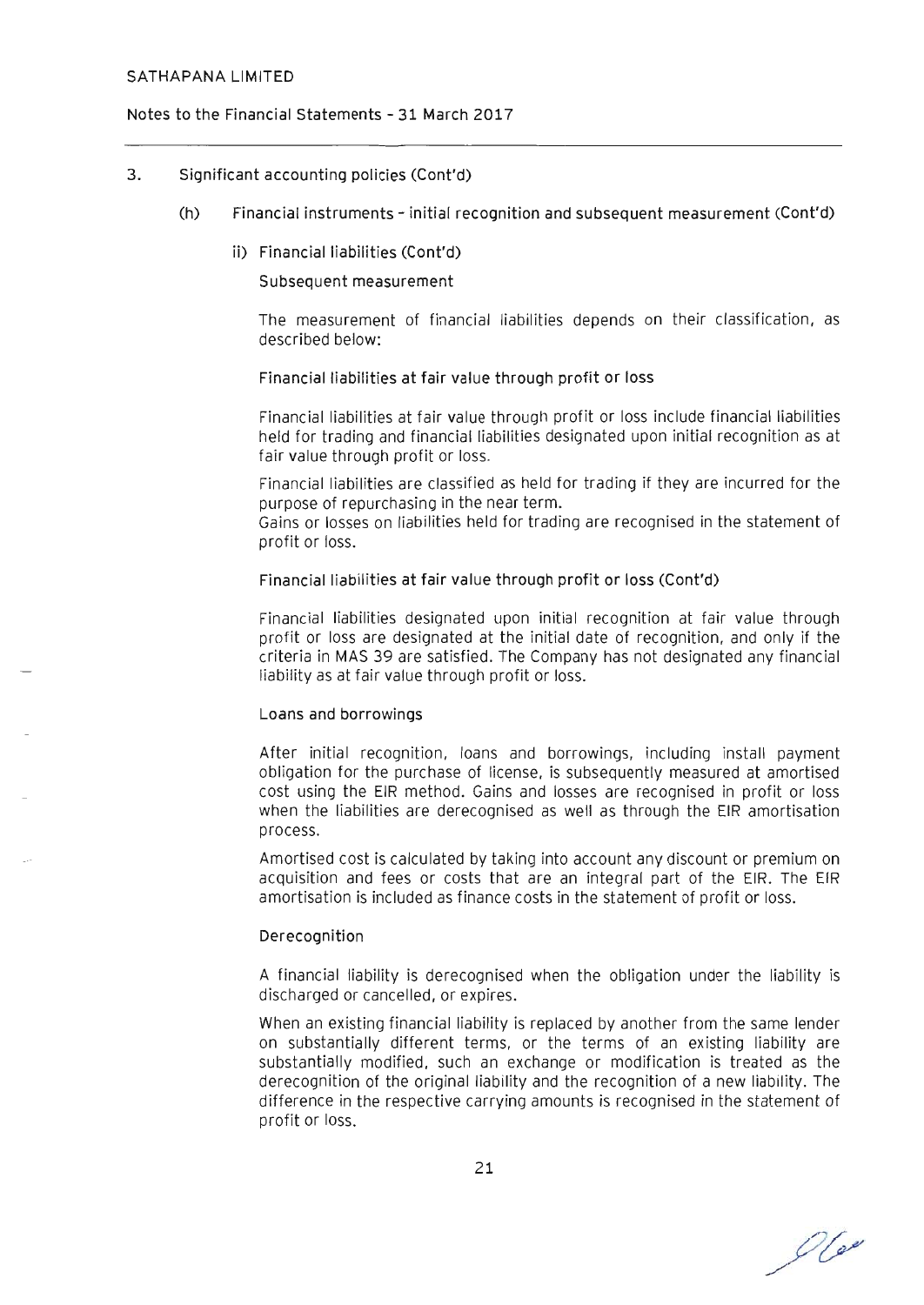### 3. Significant accounting policies (Cont'd)

#### (h) Financial instruments - initial recognition and subsequent measurement (Cont'd)

##### ii) Financial liabilities (Cont'd)

Subsequent measurement

The measurement of financial liabilities depends on their classification, as described below:

**Financial liabilities at fair value through profit or loss**

Financial liabilities at fair value through profit or loss include financial liabilities held for trading and financial liabilities designated upon initial recognition as at fair value through profit or loss.

Financial liabilities are classified as held for trading if they are incurred for the purpose of repurchasing in the near term.
Gains or losses on liabilities held for trading are recognised in the statement of profit or loss.

**Financial liabilities at fair value through profit or loss (Cont'd)**

Financial liabilities designated upon initial recognition at fair value through profit or loss are designated at the initial date of recognition, and only if the criteria in MAS 39 are satisfied. The Company has not designated any financial liability as at fair value through profit or loss.

**Loans and borrowings**

After initial recognition, loans and borrowings, including install payment obligation for the purchase of license, is subsequently measured at amortised cost using the EIR method. Gains and losses are recognised in profit or loss when the liabilities are derecognised as well as through the EIR amortisation process.

Amortised cost is calculated by taking into account any discount or premium on acquisition and fees or costs that are an integral part of the EIR. The EIR amortisation is included as finance costs in the statement of profit or loss.

**Derecognition**

A financial liability is derecognised when the obligation under the liability is discharged or cancelled, or expires.

When an existing financial liability is replaced by another from the same lender on substantially different terms, or the terms of an existing liability are substantially modified, such an exchange or modification is treated as the derecognition of the original liability and the recognition of a new liability. The difference in the respective carrying amounts is recognised in the statement of profit or loss.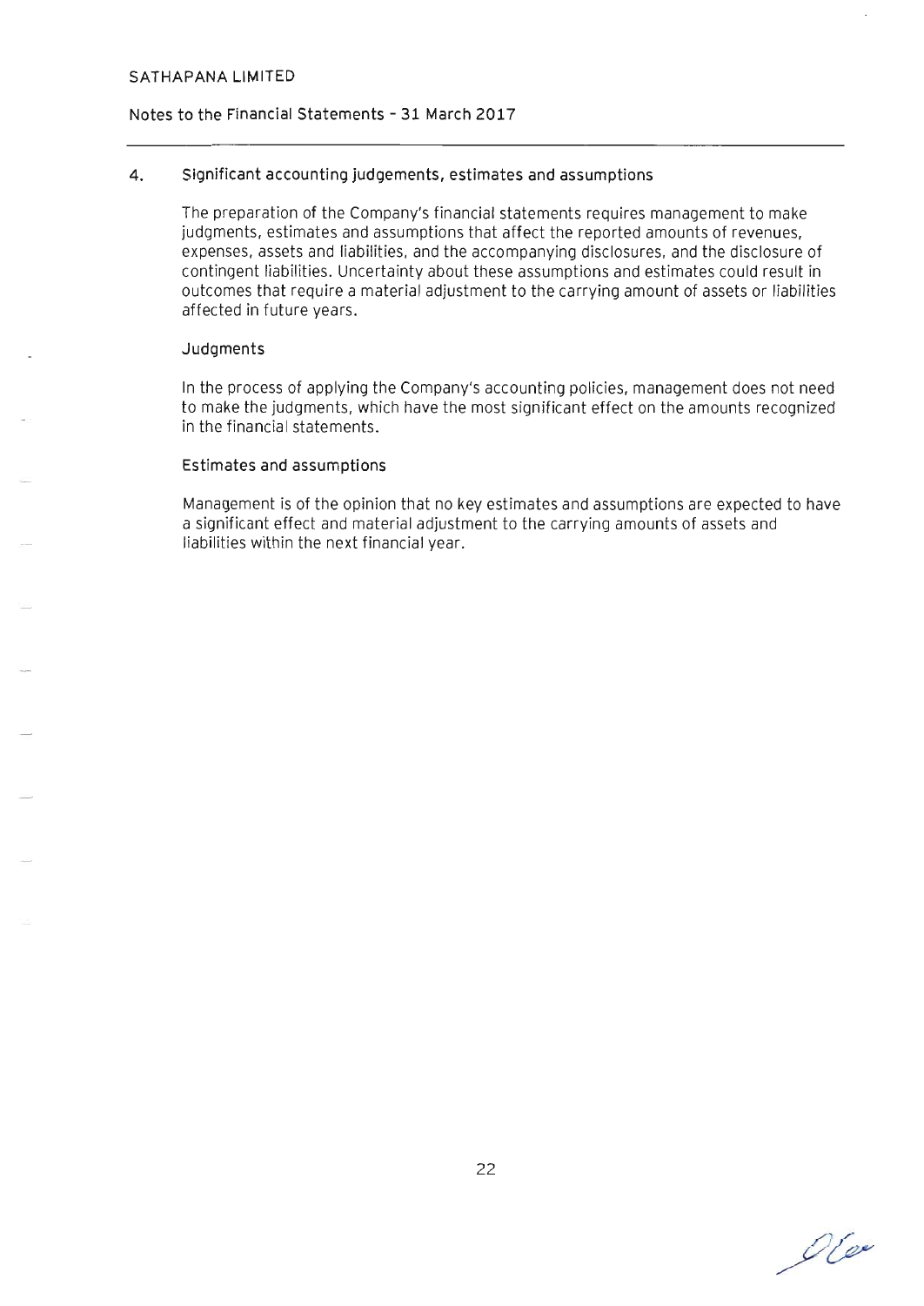## 4. Significant accounting judgements, estimates and assumptions

The preparation of the Company's financial statements requires management to make judgments, estimates and assumptions that affect the reported amounts of revenues, expenses, assets and liabilities, and the accompanying disclosures, and the disclosure of contingent liabilities. Uncertainty about these assumptions and estimates could result in outcomes that require a material adjustment to the carrying amount of assets or liabilities affected in future years.

### Judgments

In the process of applying the Company's accounting policies, management does not need to make the judgments, which have the most significant effect on the amounts recognized in the financial statements.

### Estimates and assumptions

Management is of the opinion that no key estimates and assumptions are expected to have a significant effect and material adjustment to the carrying amounts of assets and liabilities within the next financial year.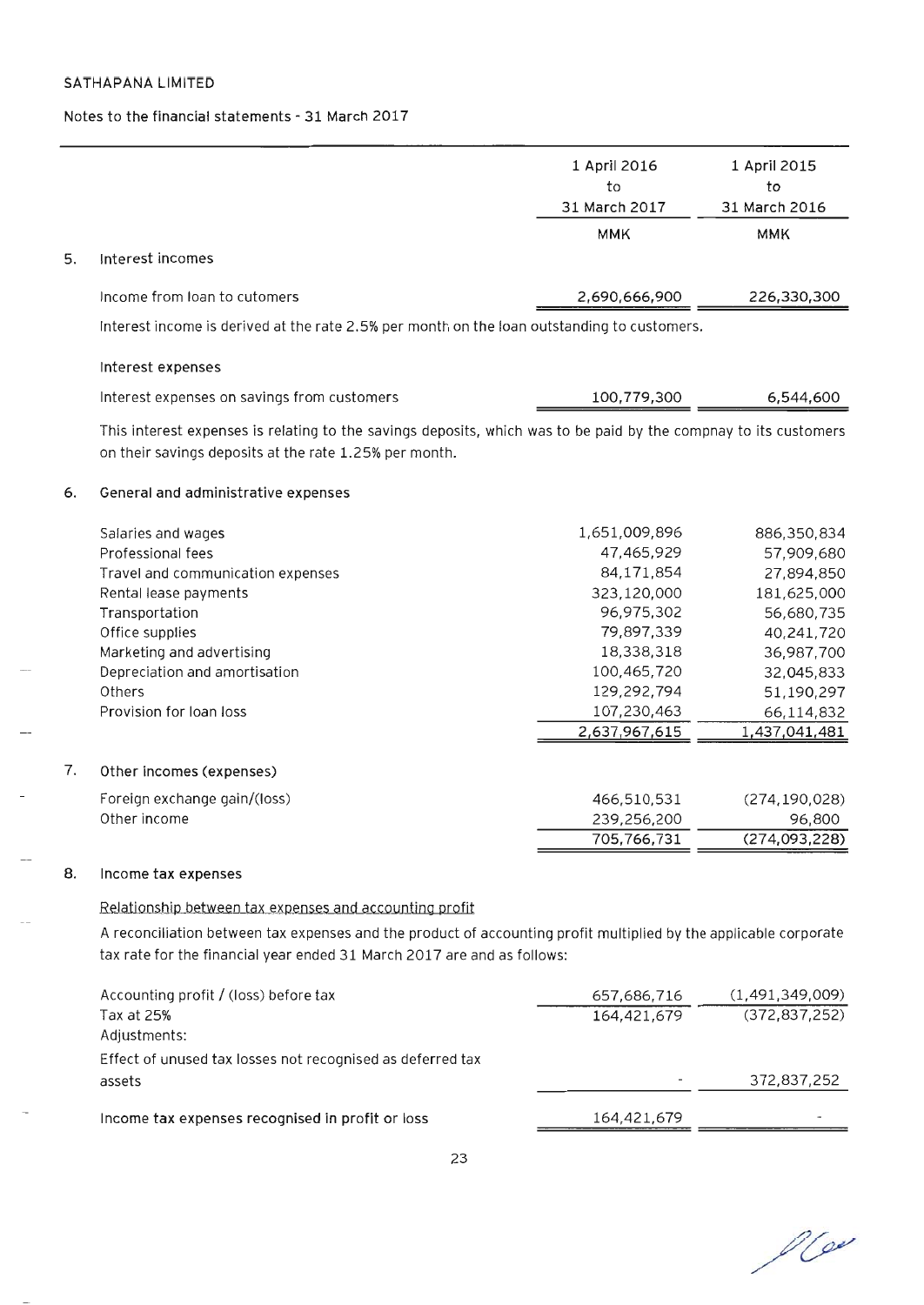SATHAPANA LIMITED

Notes to the financial statements - 31 March 2017

| | 1 April 2016 to 31 March 2017 | 1 April 2015 to 31 March 2016 |
|---|---|---|
| | MMK | MMK |

## 5. Interest incomes

| | | |
|---|---|---|
| Income from loan to cutomers | 2,690,666,900 | 226,330,300 |

Interest income is derived at the rate 2.5% per month on the loan outstanding to customers.

Interest expenses

| | | |
|---|---|---|
| Interest expenses on savings from customers | 100,779,300 | 6,544,600 |

This interest expenses is relating to the savings deposits, which was to be paid by the compnay to its customers on their savings deposits at the rate 1.25% per month.

## 6. General and administrative expenses

| | | |
|---|---|---|
| Salaries and wages | 1,651,009,896 | 886,350,834 |
| Professional fees | 47,465,929 | 57,909,680 |
| Travel and communication expenses | 84,171,854 | 27,894,850 |
| Rental lease payments | 323,120,000 | 181,625,000 |
| Transportation | 96,975,302 | 56,680,735 |
| Office supplies | 79,897,339 | 40,241,720 |
| Marketing and advertising | 18,338,318 | 36,987,700 |
| Depreciation and amortisation | 100,465,720 | 32,045,833 |
| Others | 129,292,794 | 51,190,297 |
| Provision for loan loss | 107,230,463 | 66,114,832 |
| | 2,637,967,615 | 1,437,041,481 |

## 7. Other incomes (expenses)

| | | |
|---|---|---|
| Foreign exchange gain/(loss) | 466,510,531 | (274,190,028) |
| Other income | 239,256,200 | 96,800 |
| | 705,766,731 | (274,093,228) |

## 8. Income tax expenses

Relationship between tax expenses and accounting profit

A reconciliation between tax expenses and the product of accounting profit multiplied by the applicable corporate tax rate for the financial year ended 31 March 2017 are and as follows:

| | | |
|---|---|---|
| Accounting profit / (loss) before tax | 657,686,716 | (1,491,349,009) |
| Tax at 25% | 164,421,679 | (372,837,252) |
| Adjustments: | | |
| Effect of unused tax losses not recognised as deferred tax assets | - | 372,837,252 |
| **Income tax expenses recognised in profit or loss** | 164,421,679 | - |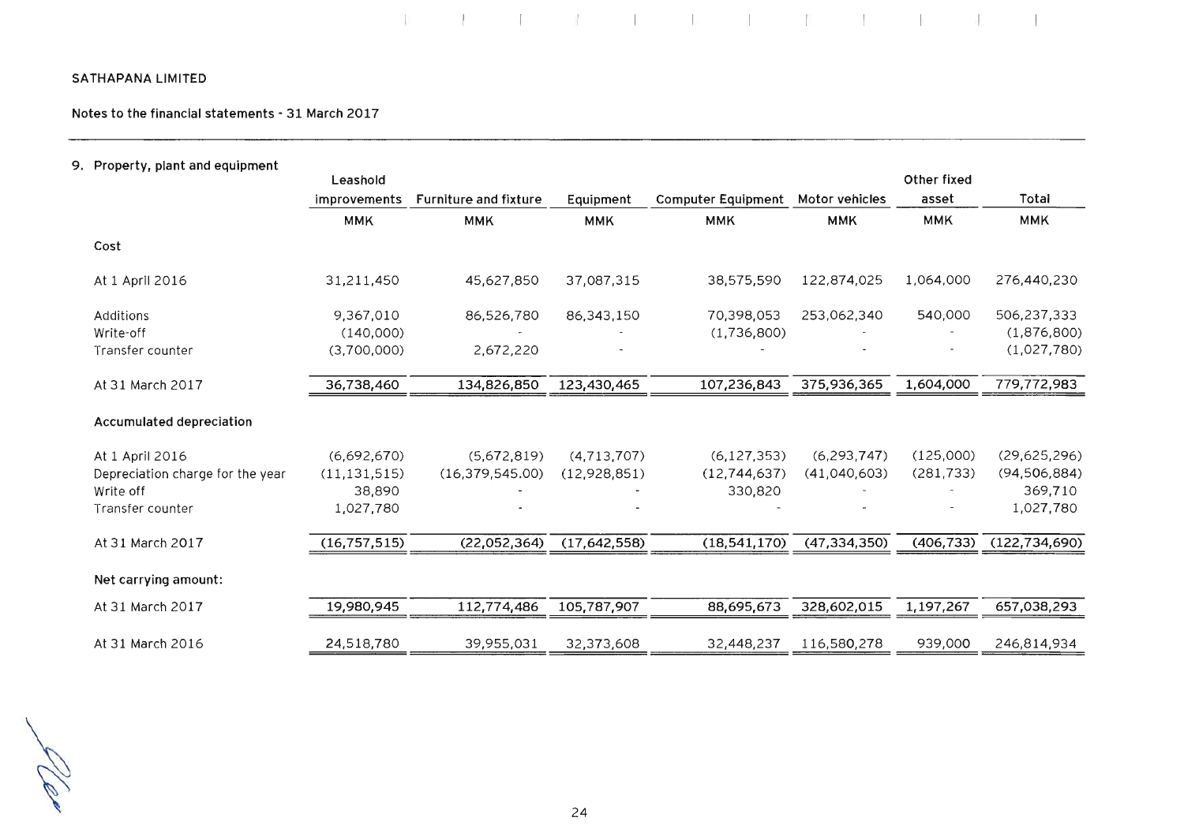SATHAPANA LIMITED

Notes to the financial statements - 31 March 2017

## 9. Property, plant and equipment

| | Leashold improvements | Furniture and fixture | Equipment | Computer Equipment | Motor vehicles | Other fixed asset | Total |
|---|---|---|---|---|---|---|---|
| | MMK | MMK | MMK | MMK | MMK | MMK | MMK |
| **Cost** | | | | | | | |
| At 1 April 2016 | 31,211,450 | 45,627,850 | 37,087,315 | 38,575,590 | 122,874,025 | 1,064,000 | 276,440,230 |
| Additions | 9,367,010 | 86,526,780 | 86,343,150 | 70,398,053 | 253,062,340 | 540,000 | 506,237,333 |
| Write-off | (140,000) | - | - | (1,736,800) | - | - | (1,876,800) |
| Transfer counter | (3,700,000) | 2,672,220 | - | - | - | - | (1,027,780) |
| At 31 March 2017 | 36,738,460 | 134,826,850 | 123,430,465 | 107,236,843 | 375,936,365 | 1,604,000 | 779,772,983 |
| **Accumulated depreciation** | | | | | | | |
| At 1 April 2016 | (6,692,670) | (5,672,819) | (4,713,707) | (6,127,353) | (6,293,747) | (125,000) | (29,625,296) |
| Depreciation charge for the year | (11,131,515) | (16,379,545.00) | (12,928,851) | (12,744,637) | (41,040,603) | (281,733) | (94,506,884) |
| Write off | 38,890 | - | - | 330,820 | - | - | 369,710 |
| Transfer counter | 1,027,780 | - | - | - | - | - | 1,027,780 |
| At 31 March 2017 | (16,757,515) | (22,052,364) | (17,642,558) | (18,541,170) | (47,334,350) | (406,733) | (122,734,690) |
| **Net carrying amount:** | | | | | | | |
| At 31 March 2017 | 19,980,945 | 112,774,486 | 105,787,907 | 88,695,673 | 328,602,015 | 1,197,267 | 657,038,293 |
| At 31 March 2016 | 24,518,780 | 39,955,031 | 32,373,608 | 32,448,237 | 116,580,278 | 939,000 | 246,814,934 |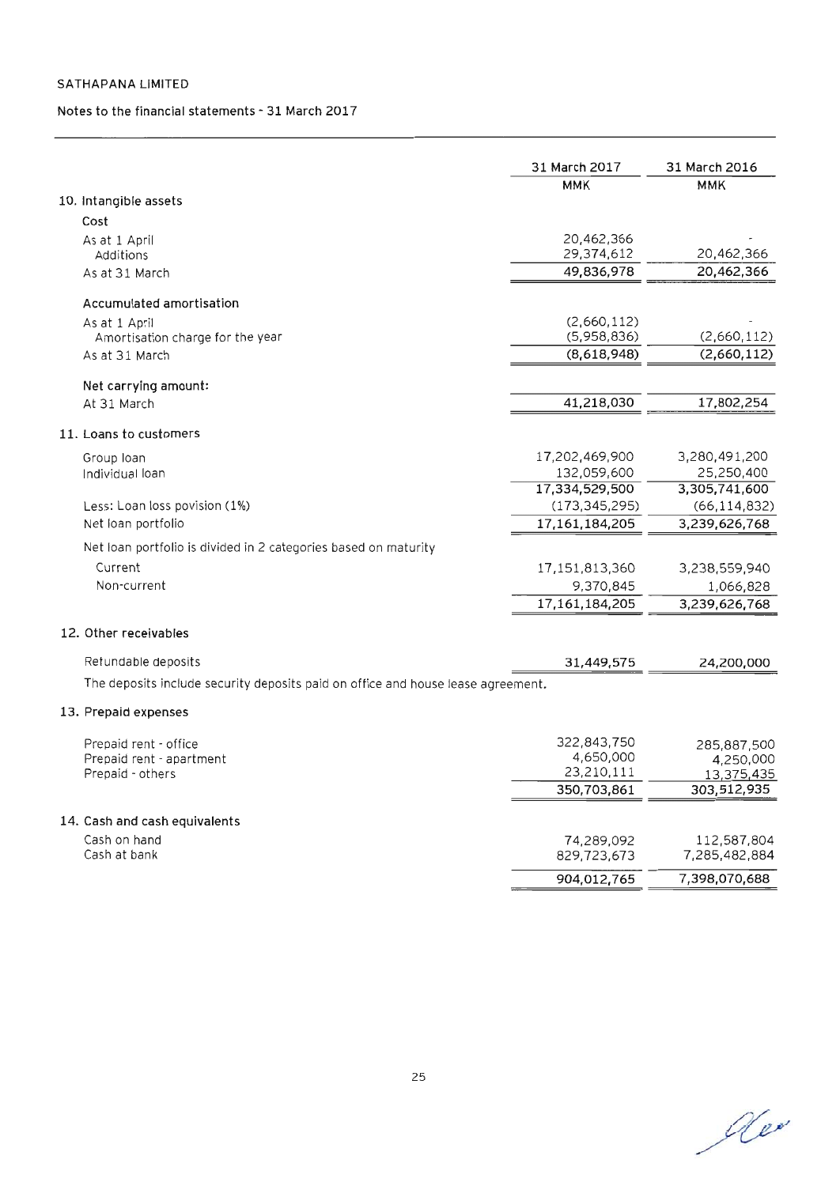SATHAPANA LIMITED

Notes to the financial statements - 31 March 2017

| | 31 March 2017 | 31 March 2016 |
|---|---|---|
| | MMK | MMK |
| **10. Intangible assets** | | |
| **Cost** | | |
| As at 1 April | 20,462,366 | - |
| Additions | 29,374,612 | 20,462,366 |
| As at 31 March | 49,836,978 | 20,462,366 |
| **Accumulated amortisation** | | |
| As at 1 April | (2,660,112) | - |
| Amortisation charge for the year | (5,958,836) | (2,660,112) |
| As at 31 March | (8,618,948) | (2,660,112) |
| **Net carrying amount:** | | |
| At 31 March | 41,218,030 | 17,802,254 |
| **11. Loans to customers** | | |
| Group loan | 17,202,469,900 | 3,280,491,200 |
| Individual loan | 132,059,600 | 25,250,400 |
| | 17,334,529,500 | 3,305,741,600 |
| Less: Loan loss povision (1%) | (173,345,295) | (66,114,832) |
| Net loan portfolio | 17,161,184,205 | 3,239,626,768 |
| Net loan portfolio is divided in 2 categories based on maturity | | |
| Current | 17,151,813,360 | 3,238,559,940 |
| Non-current | 9,370,845 | 1,066,828 |
| | 17,161,184,205 | 3,239,626,768 |
| **12. Other receivables** | | |
| Refundable deposits | 31,449,575 | 24,200,000 |

The deposits include security deposits paid on office and house lease agreement.

| | 31 March 2017 | 31 March 2016 |
|---|---|---|
| **13. Prepaid expenses** | | |
| Prepaid rent - office | 322,843,750 | 285,887,500 |
| Prepaid rent - apartment | 4,650,000 | 4,250,000 |
| Prepaid - others | 23,210,111 | 13,375,435 |
| | 350,703,861 | 303,512,935 |
| **14. Cash and cash equivalents** | | |
| Cash on hand | 74,289,092 | 112,587,804 |
| Cash at bank | 829,723,673 | 7,285,482,884 |
| | 904,012,765 | 7,398,070,688 |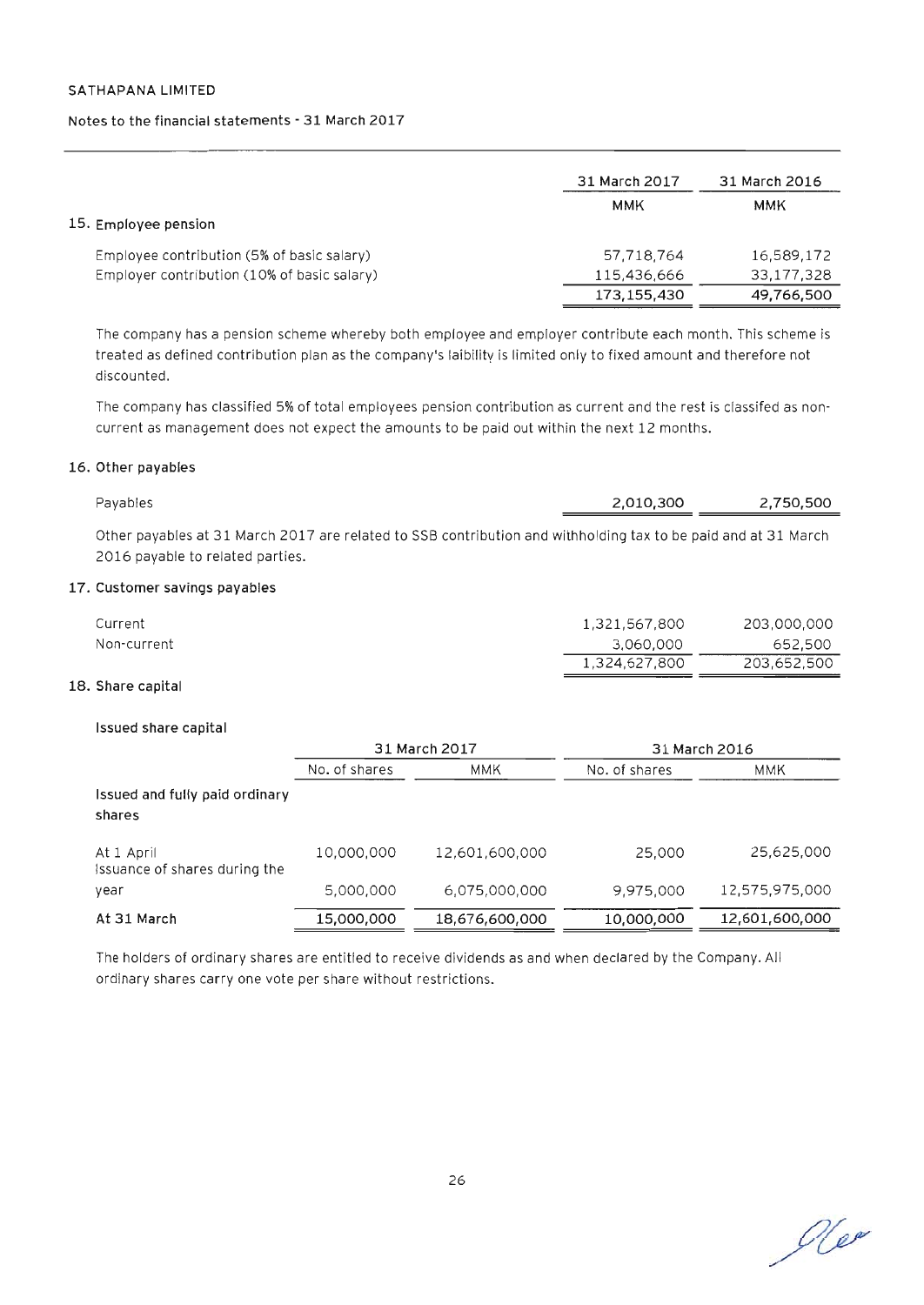SATHAPANA LIMITED

Notes to the financial statements - 31 March 2017

| | 31 March 2017 | 31 March 2016 |
|---|---|---|
| | MMK | MMK |
| **15. Employee pension** | | |
| Employee contribution (5% of basic salary) | 57,718,764 | 16,589,172 |
| Employer contribution (10% of basic salary) | 115,436,666 | 33,177,328 |
| | 173,155,430 | 49,766,500 |

The company has a pension scheme whereby both employee and employer contribute each month. This scheme is treated as defined contribution plan as the company's laibility is limited only to fixed amount and therefore not discounted.

The company has classified 5% of total employees pension contribution as current and the rest is classifed as non-current as management does not expect the amounts to be paid out within the next 12 months.

## 16. Other payables

| | 31 March 2017 | 31 March 2016 |
|---|---|---|
| Payables | 2,010,300 | 2,750,500 |

Other payables at 31 March 2017 are related to SSB contribution and withholding tax to be paid and at 31 March 2016 payable to related parties.

## 17. Customer savings payables

| | 31 March 2017 | 31 March 2016 |
|---|---|---|
| Current | 1,321,567,800 | 203,000,000 |
| Non-current | 3,060,000 | 652,500 |
| | 1,324,627,800 | 203,652,500 |

## 18. Share capital

**Issued share capital**

| | 31 March 2017 | | 31 March 2016 | |
|---|---|---|---|---|
| | No. of shares | MMK | No. of shares | MMK |
| **Issued and fully paid ordinary shares** | | | | |
| At 1 April | 10,000,000 | 12,601,600,000 | 25,000 | 25,625,000 |
| Issuance of shares during the year | 5,000,000 | 6,075,000,000 | 9,975,000 | 12,575,975,000 |
| **At 31 March** | 15,000,000 | 18,676,600,000 | 10,000,000 | 12,601,600,000 |

The holders of ordinary shares are entitled to receive dividends as and when declared by the Company. All ordinary shares carry one vote per share without restrictions.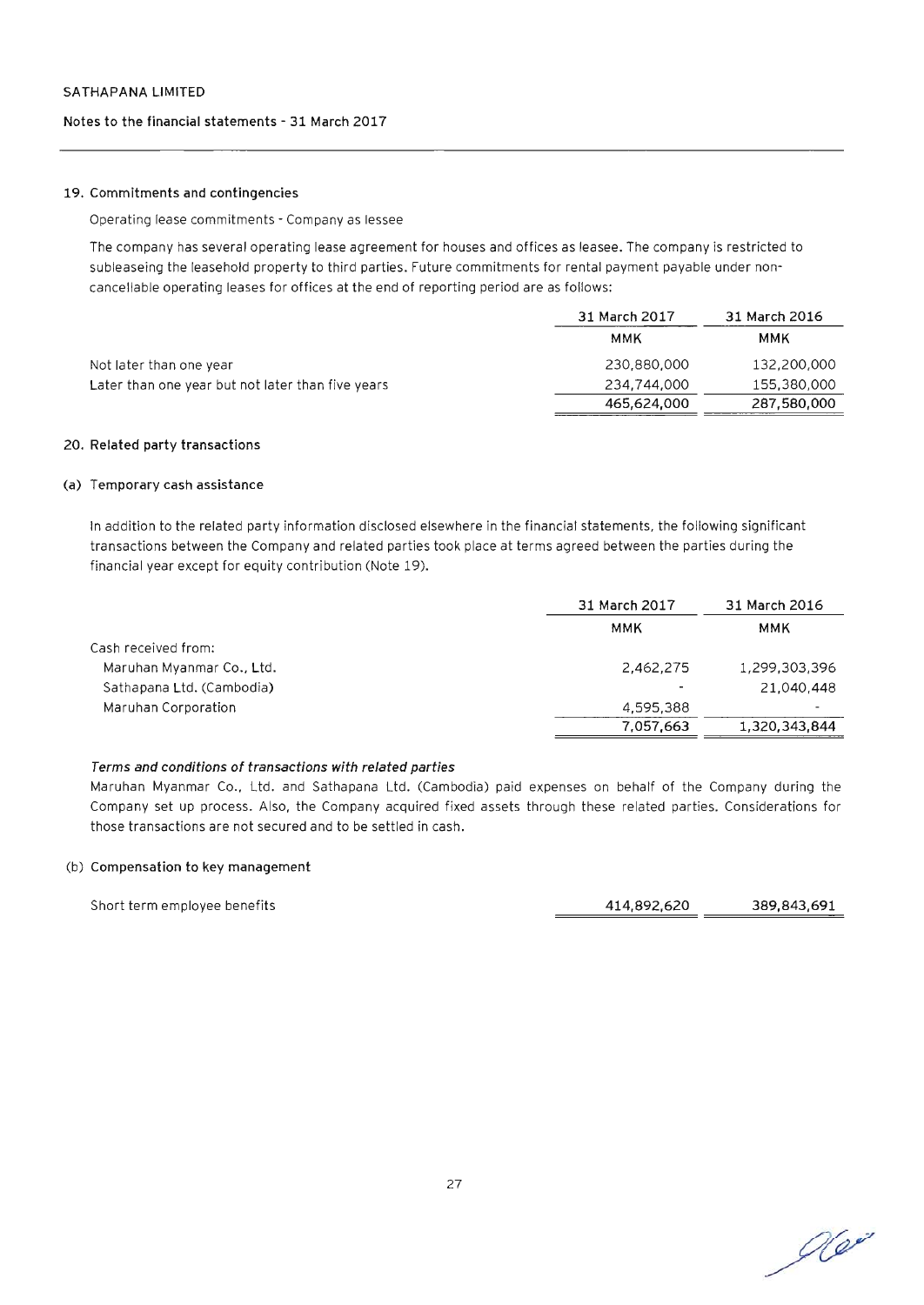## 19. Commitments and contingencies

Operating lease commitments - Company as lessee

The company has several operating lease agreement for houses and offices as leasee. The company is restricted to subleaseing the leasehold property to third parties. Future commitments for rental payment payable under non-cancellable operating leases for offices at the end of reporting period are as follows:

| | 31 March 2017 | 31 March 2016 |
|---|---|---|
| | MMK | MMK |
| Not later than one year | 230,880,000 | 132,200,000 |
| Later than one year but not later than five years | 234,744,000 | 155,380,000 |
| | 465,624,000 | 287,580,000 |

## 20. Related party transactions

### (a) Temporary cash assistance

In addition to the related party information disclosed elsewhere in the financial statements, the following significant transactions between the Company and related parties took place at terms agreed between the parties during the financial year except for equity contribution (Note 19).

| | 31 March 2017 | 31 March 2016 |
|---|---|---|
| | MMK | MMK |
| Cash received from: | | |
| Maruhan Myanmar Co., Ltd. | 2,462,275 | 1,299,303,396 |
| Sathapana Ltd. (Cambodia) | - | 21,040,448 |
| Maruhan Corporation | 4,595,388 | - |
| | 7,057,663 | 1,320,343,844 |

*Terms and conditions of transactions with related parties*

Maruhan Myanmar Co., Ltd. and Sathapana Ltd. (Cambodia) paid expenses on behalf of the Company during the Company set up process. Also, the Company acquired fixed assets through these related parties. Considerations for those transactions are not secured and to be settled in cash.

### (b) Compensation to key management

| | | |
|---|---|---|
| Short term employee benefits | 414,892,620 | 389,843,691 |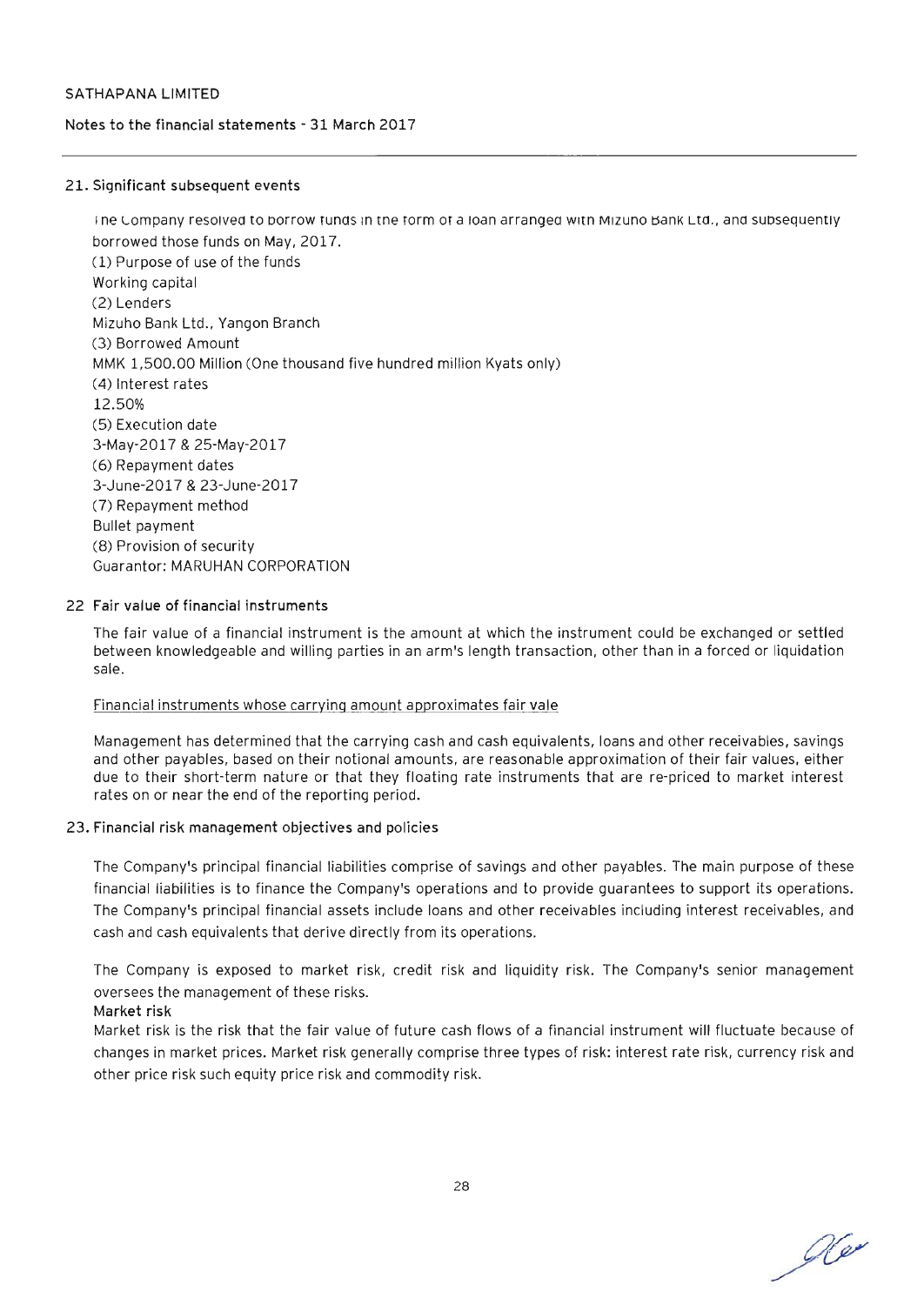## 21. Significant subsequent events

The Company resolved to borrow funds in the form of a loan arranged with Mizuno Bank Ltd., and subsequently borrowed those funds on May, 2017.

(1) Purpose of use of the funds
Working capital
(2) Lenders
Mizuho Bank Ltd., Yangon Branch
(3) Borrowed Amount
MMK 1,500.00 Million (One thousand five hundred million Kyats only)
(4) Interest rates
12.50%
(5) Execution date
3-May-2017 & 25-May-2017
(6) Repayment dates
3-June-2017 & 23-June-2017
(7) Repayment method
Bullet payment
(8) Provision of security
Guarantor: MARUHAN CORPORATION

## 22 Fair value of financial instruments

The fair value of a financial instrument is the amount at which the instrument could be exchanged or settled between knowledgeable and willing parties in an arm's length transaction, other than in a forced or liquidation sale.

Financial instruments whose carrying amount approximates fair vale

Management has determined that the carrying cash and cash equivalents, loans and other receivables, savings and other payables, based on their notional amounts, are reasonable approximation of their fair values, either due to their short-term nature or that they floating rate instruments that are re-priced to market interest rates on or near the end of the reporting period.

## 23. Financial risk management objectives and policies

The Company's principal financial liabilities comprise of savings and other payables. The main purpose of these financial liabilities is to finance the Company's operations and to provide guarantees to support its operations. The Company's principal financial assets include loans and other receivables including interest receivables, and cash and cash equivalents that derive directly from its operations.

The Company is exposed to market risk, credit risk and liquidity risk. The Company's senior management oversees the management of these risks.

**Market risk**

Market risk is the risk that the fair value of future cash flows of a financial instrument will fluctuate because of changes in market prices. Market risk generally comprise three types of risk: interest rate risk, currency risk and other price risk such equity price risk and commodity risk.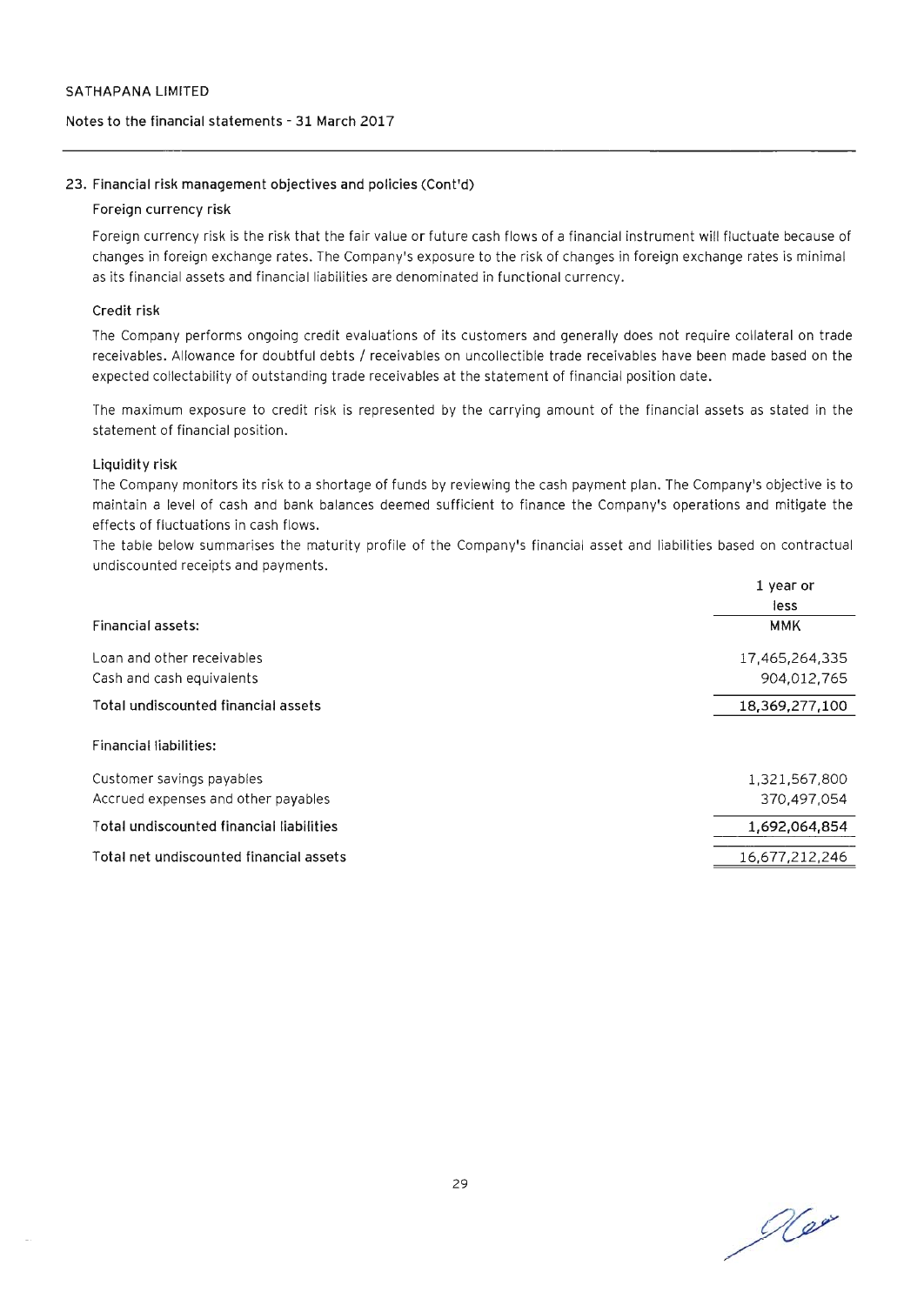SATHAPANA LIMITED

Notes to the financial statements - 31 March 2017

## 23. Financial risk management objectives and policies (Cont'd)

### Foreign currency risk

Foreign currency risk is the risk that the fair value or future cash flows of a financial instrument will fluctuate because of changes in foreign exchange rates. The Company's exposure to the risk of changes in foreign exchange rates is minimal as its financial assets and financial liabilities are denominated in functional currency.

### Credit risk

The Company performs ongoing credit evaluations of its customers and generally does not require collateral on trade receivables. Allowance for doubtful debts / receivables on uncollectible trade receivables have been made based on the expected collectability of outstanding trade receivables at the statement of financial position date.

The maximum exposure to credit risk is represented by the carrying amount of the financial assets as stated in the statement of financial position.

### Liquidity risk

The Company monitors its risk to a shortage of funds by reviewing the cash payment plan. The Company's objective is to maintain a level of cash and bank balances deemed sufficient to finance the Company's operations and mitigate the effects of fluctuations in cash flows.

The table below summarises the maturity profile of the Company's financial asset and liabilities based on contractual undiscounted receipts and payments.

| | 1 year or less |
|---|---|
| **Financial assets:** | **MMK** |
| Loan and other receivables | 17,465,264,335 |
| Cash and cash equivalents | 904,012,765 |
| **Total undiscounted financial assets** | **18,369,277,100** |
| **Financial liabilities:** | |
| Customer savings payables | 1,321,567,800 |
| Accrued expenses and other payables | 370,497,054 |
| **Total undiscounted financial liabilities** | **1,692,064,854** |
| **Total net undiscounted financial assets** | 16,677,212,246 |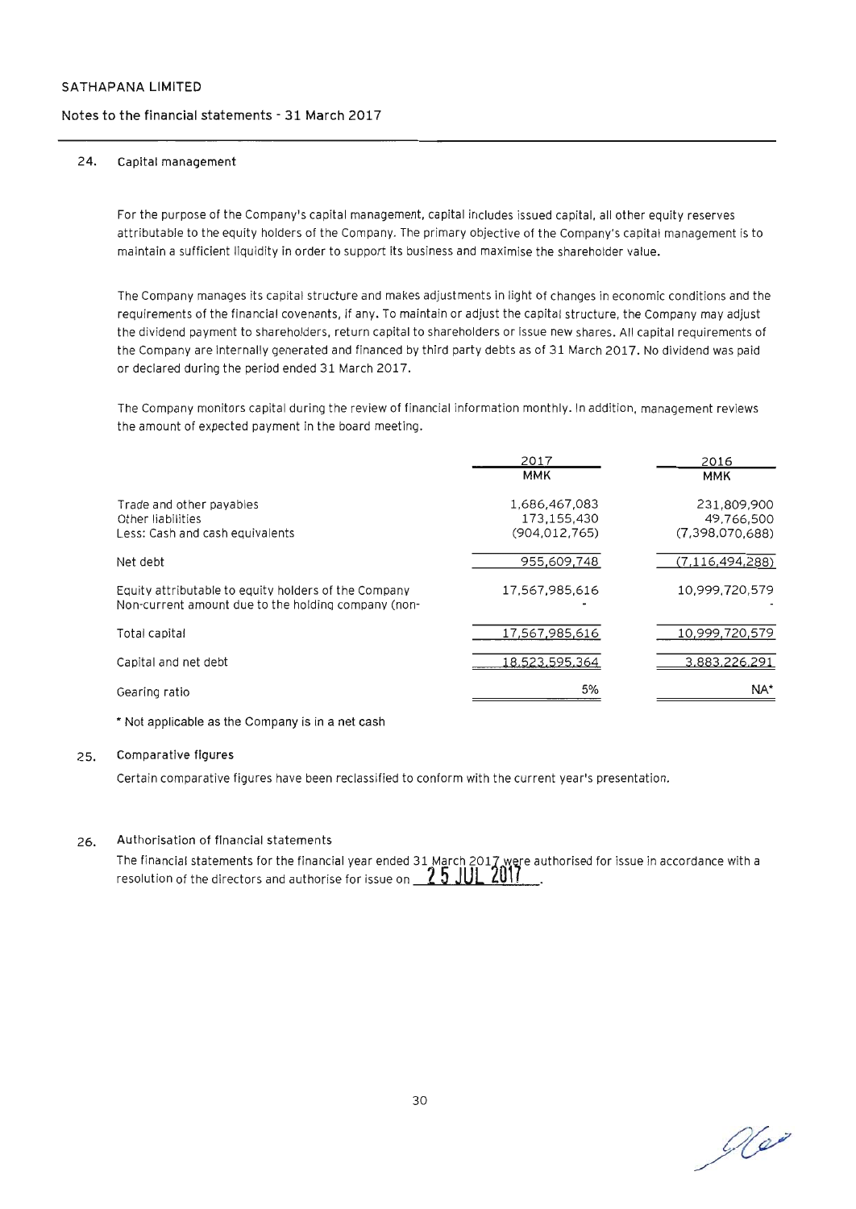SATHAPANA LIMITED

Notes to the financial statements - 31 March 2017

## 24. Capital management

For the purpose of the Company's capital management, capital includes issued capital, all other equity reserves attributable to the equity holders of the Company. The primary objective of the Company's capital management is to maintain a sufficient liquidity in order to support its business and maximise the shareholder value.

The Company manages its capital structure and makes adjustments in light of changes in economic conditions and the requirements of the financial covenants, if any. To maintain or adjust the capital structure, the Company may adjust the dividend payment to shareholders, return capital to shareholders or issue new shares. All capital requirements of the Company are internally generated and financed by third party debts as of 31 March 2017. No dividend was paid or declared during the period ended 31 March 2017.

The Company monitors capital during the review of financial information monthly. In addition, management reviews the amount of expected payment in the board meeting.

| | 2017<br>MMK | 2016<br>MMK |
|---|---|---|
| Trade and other payables | 1,686,467,083 | 231,809,900 |
| Other liabilities | 173,155,430 | 49,766,500 |
| Less: Cash and cash equivalents | (904,012,765) | (7,398,070,688) |
| Net debt | 955,609,748 | (7,116,494,288) |
| Equity attributable to equity holders of the Company | 17,567,985,616 | 10,999,720,579 |
| Non-current amount due to the holding company (non- | - | - |
| Total capital | 17,567,985,616 | 10,999,720,579 |
| Capital and net debt | 18,523,595,364 | 3,883,226,291 |
| Gearing ratio | 5% | NA* |

\* Not applicable as the Company is in a net cash

## 25. Comparative figures

Certain comparative figures have been reclassified to conform with the current year's presentation.

## 26. Authorisation of financial statements

The financial statements for the financial year ended 31 March 2017 were authorised for issue in accordance with a resolution of the directors and authorise for issue on 25 JUL 2017.